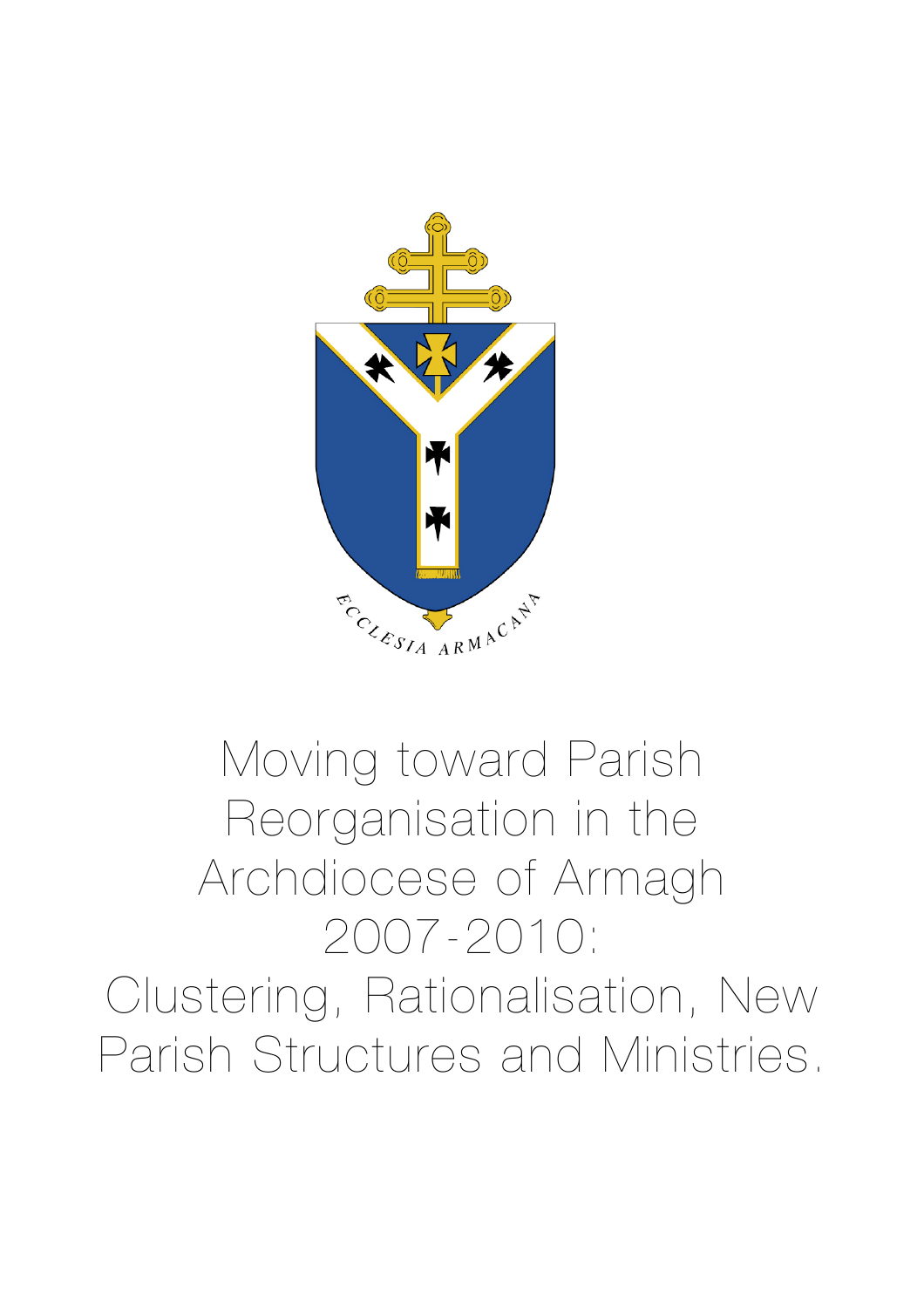ECCLESIA ARMACANA

# Moving toward Parish Reorganisation in the Archdiocese of Armagh 2007-2010: Clustering, Rationalisation, New Parish Structures and Ministries.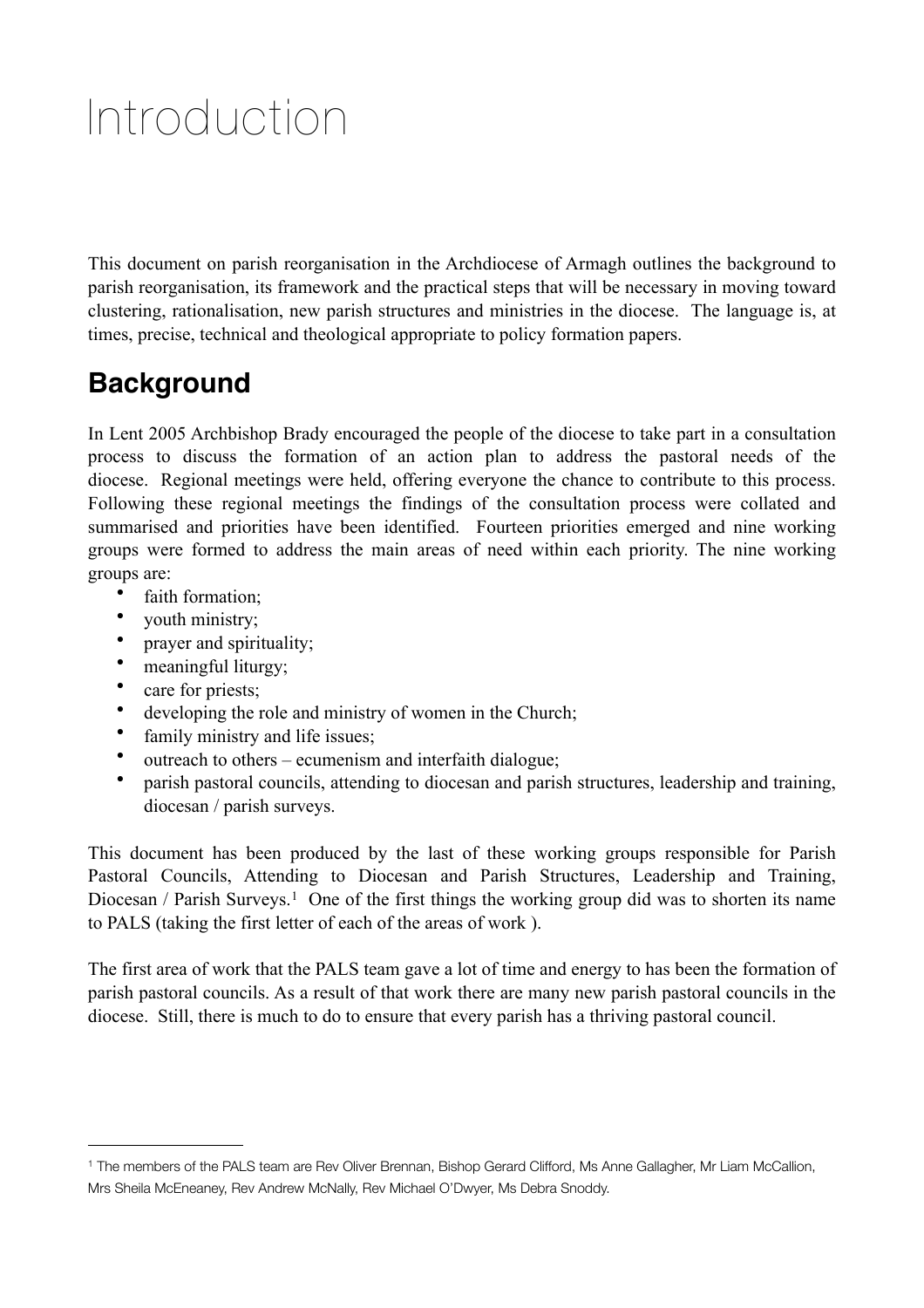# Introduction

This document on parish reorganisation in the Archdiocese of Armagh outlines the background to parish reorganisation, its framework and the practical steps that will be necessary in moving toward clustering, rationalisation, new parish structures and ministries in the diocese. The language is, at times, precise, technical and theological appropriate to policy formation papers.

## Background

In Lent 2005 Archbishop Brady encouraged the people of the diocese to take part in a consultation process to discuss the formation of an action plan to address the pastoral needs of the diocese. Regional meetings were held, offering everyone the chance to contribute to this process. Following these regional meetings the findings of the consultation process were collated and summarised and priorities have been identified. Fourteen priorities emerged and nine working groups were formed to address the main areas of need within each priority. The nine working groups are:

- faith formation;
- youth ministry;
- prayer and spirituality;
- meaningful liturgy;
- care for priests;
- developing the role and ministry of women in the Church;
- family ministry and life issues;
- outreach to others – ecumenism and interfaith dialogue;
- parish pastoral councils, attending to diocesan and parish structures, leadership and training, diocesan / parish surveys.

This document has been produced by the last of these working groups responsible for Parish Pastoral Councils, Attending to Diocesan and Parish Structures, Leadership and Training, Diocesan / Parish Surveys.[1] One of the first things the working group did was to shorten its name to PALS (taking the first letter of each of the areas of work ).

The first area of work that the PALS team gave a lot of time and energy to has been the formation of parish pastoral councils. As a result of that work there are many new parish pastoral councils in the diocese. Still, there is much to do to ensure that every parish has a thriving pastoral council.

---

[1] The members of the PALS team are Rev Oliver Brennan, Bishop Gerard Clifford, Ms Anne Gallagher, Mr Liam McCallion, Mrs Sheila McEneaney, Rev Andrew McNally, Rev Michael O'Dwyer, Ms Debra Snoddy.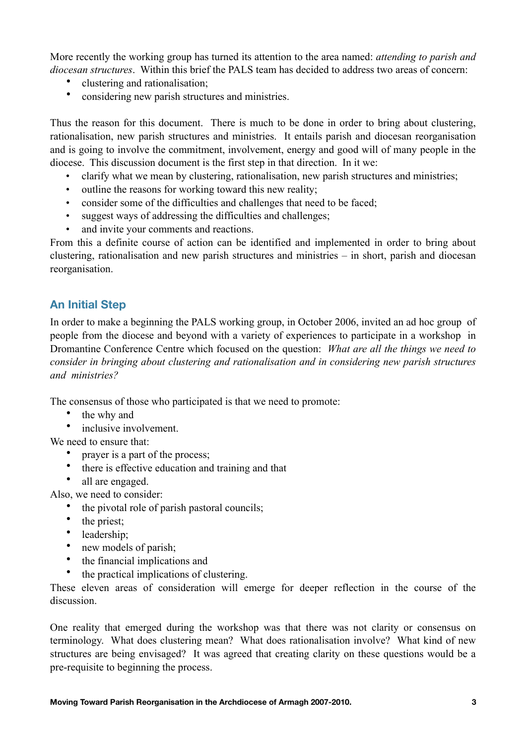More recently the working group has turned its attention to the area named: *attending to parish and diocesan structures*. Within this brief the PALS team has decided to address two areas of concern:

- clustering and rationalisation;
- considering new parish structures and ministries.

Thus the reason for this document. There is much to be done in order to bring about clustering, rationalisation, new parish structures and ministries. It entails parish and diocesan reorganisation and is going to involve the commitment, involvement, energy and good will of many people in the diocese. This discussion document is the first step in that direction. In it we:

- clarify what we mean by clustering, rationalisation, new parish structures and ministries;
- outline the reasons for working toward this new reality;
- consider some of the difficulties and challenges that need to be faced;
- suggest ways of addressing the difficulties and challenges;
- and invite your comments and reactions.

From this a definite course of action can be identified and implemented in order to bring about clustering, rationalisation and new parish structures and ministries – in short, parish and diocesan reorganisation.

## An Initial Step

In order to make a beginning the PALS working group, in October 2006, invited an ad hoc group of people from the diocese and beyond with a variety of experiences to participate in a workshop in Dromantine Conference Centre which focused on the question: *What are all the things we need to consider in bringing about clustering and rationalisation and in considering new parish structures and ministries?*

The consensus of those who participated is that we need to promote:

- the why and
- inclusive involvement.

We need to ensure that:

- prayer is a part of the process;
- there is effective education and training and that
- all are engaged.

Also, we need to consider:

- the pivotal role of parish pastoral councils;
- the priest;
- leadership;
- new models of parish;
- the financial implications and
- the practical implications of clustering.

These eleven areas of consideration will emerge for deeper reflection in the course of the discussion.

One reality that emerged during the workshop was that there was not clarity or consensus on terminology. What does clustering mean? What does rationalisation involve? What kind of new structures are being envisaged? It was agreed that creating clarity on these questions would be a pre-requisite to beginning the process.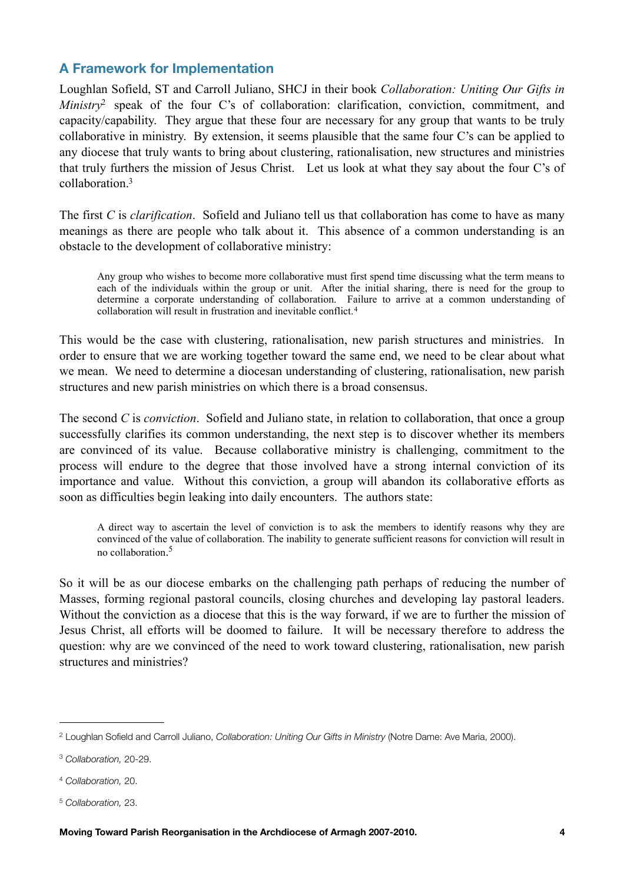## A Framework for Implementation

Loughlan Sofield, ST and Carroll Juliano, SHCJ in their book *Collaboration: Uniting Our Gifts in Ministry*[2] speak of the four C's of collaboration: clarification, conviction, commitment, and capacity/capability. They argue that these four are necessary for any group that wants to be truly collaborative in ministry. By extension, it seems plausible that the same four C's can be applied to any diocese that truly wants to bring about clustering, rationalisation, new structures and ministries that truly furthers the mission of Jesus Christ. Let us look at what they say about the four C's of collaboration.[3]

The first *C* is *clarification*. Sofield and Juliano tell us that collaboration has come to have as many meanings as there are people who talk about it. This absence of a common understanding is an obstacle to the development of collaborative ministry:

> Any group who wishes to become more collaborative must first spend time discussing what the term means to each of the individuals within the group or unit. After the initial sharing, there is need for the group to determine a corporate understanding of collaboration. Failure to arrive at a common understanding of collaboration will result in frustration and inevitable conflict.[4]

This would be the case with clustering, rationalisation, new parish structures and ministries. In order to ensure that we are working together toward the same end, we need to be clear about what we mean. We need to determine a diocesan understanding of clustering, rationalisation, new parish structures and new parish ministries on which there is a broad consensus.

The second *C* is *conviction*. Sofield and Juliano state, in relation to collaboration, that once a group successfully clarifies its common understanding, the next step is to discover whether its members are convinced of its value. Because collaborative ministry is challenging, commitment to the process will endure to the degree that those involved have a strong internal conviction of its importance and value. Without this conviction, a group will abandon its collaborative efforts as soon as difficulties begin leaking into daily encounters. The authors state:

> A direct way to ascertain the level of conviction is to ask the members to identify reasons why they are convinced of the value of collaboration. The inability to generate sufficient reasons for conviction will result in no collaboration.[5]

So it will be as our diocese embarks on the challenging path perhaps of reducing the number of Masses, forming regional pastoral councils, closing churches and developing lay pastoral leaders. Without the conviction as a diocese that this is the way forward, if we are to further the mission of Jesus Christ, all efforts will be doomed to failure. It will be necessary therefore to address the question: why are we convinced of the need to work toward clustering, rationalisation, new parish structures and ministries?

---

[2] Loughlan Sofield and Carroll Juliano, *Collaboration: Uniting Our Gifts in Ministry* (Notre Dame: Ave Maria, 2000).

[3] *Collaboration,* 20-29.

[4] *Collaboration,* 20.

[5] *Collaboration,* 23.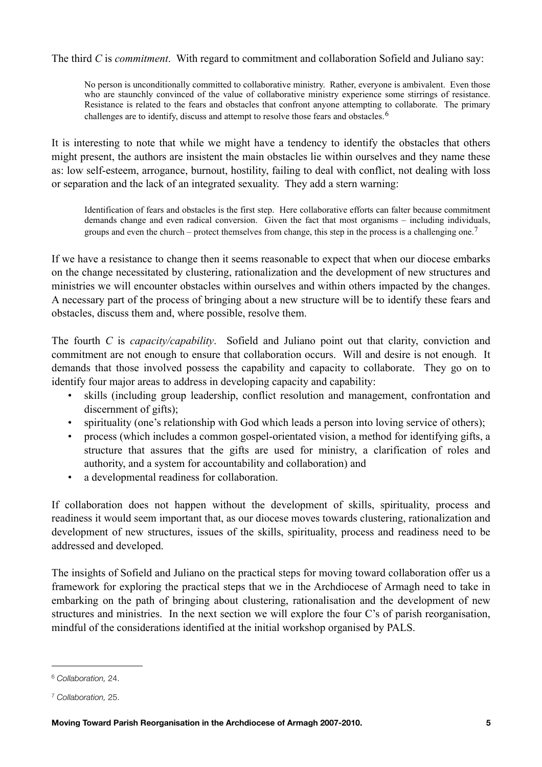The third *C* is *commitment*. With regard to commitment and collaboration Sofield and Juliano say:

> No person is unconditionally committed to collaborative ministry. Rather, everyone is ambivalent. Even those who are staunchly convinced of the value of collaborative ministry experience some stirrings of resistance. Resistance is related to the fears and obstacles that confront anyone attempting to collaborate. The primary challenges are to identify, discuss and attempt to resolve those fears and obstacles.[6]

It is interesting to note that while we might have a tendency to identify the obstacles that others might present, the authors are insistent the main obstacles lie within ourselves and they name these as: low self-esteem, arrogance, burnout, hostility, failing to deal with conflict, not dealing with loss or separation and the lack of an integrated sexuality. They add a stern warning:

> Identification of fears and obstacles is the first step. Here collaborative efforts can falter because commitment demands change and even radical conversion. Given the fact that most organisms – including individuals, groups and even the church – protect themselves from change, this step in the process is a challenging one.[7]

If we have a resistance to change then it seems reasonable to expect that when our diocese embarks on the change necessitated by clustering, rationalization and the development of new structures and ministries we will encounter obstacles within ourselves and within others impacted by the changes. A necessary part of the process of bringing about a new structure will be to identify these fears and obstacles, discuss them and, where possible, resolve them.

The fourth *C* is *capacity/capability*. Sofield and Juliano point out that clarity, conviction and commitment are not enough to ensure that collaboration occurs. Will and desire is not enough. It demands that those involved possess the capability and capacity to collaborate. They go on to identify four major areas to address in developing capacity and capability:

- skills (including group leadership, conflict resolution and management, confrontation and discernment of gifts);
- spirituality (one's relationship with God which leads a person into loving service of others);
- process (which includes a common gospel-orientated vision, a method for identifying gifts, a structure that assures that the gifts are used for ministry, a clarification of roles and authority, and a system for accountability and collaboration) and
- a developmental readiness for collaboration.

If collaboration does not happen without the development of skills, spirituality, process and readiness it would seem important that, as our diocese moves towards clustering, rationalization and development of new structures, issues of the skills, spirituality, process and readiness need to be addressed and developed.

The insights of Sofield and Juliano on the practical steps for moving toward collaboration offer us a framework for exploring the practical steps that we in the Archdiocese of Armagh need to take in embarking on the path of bringing about clustering, rationalisation and the development of new structures and ministries. In the next section we will explore the four C's of parish reorganisation, mindful of the considerations identified at the initial workshop organised by PALS.

---

[6] *Collaboration,* 24.

[7] *Collaboration,* 25.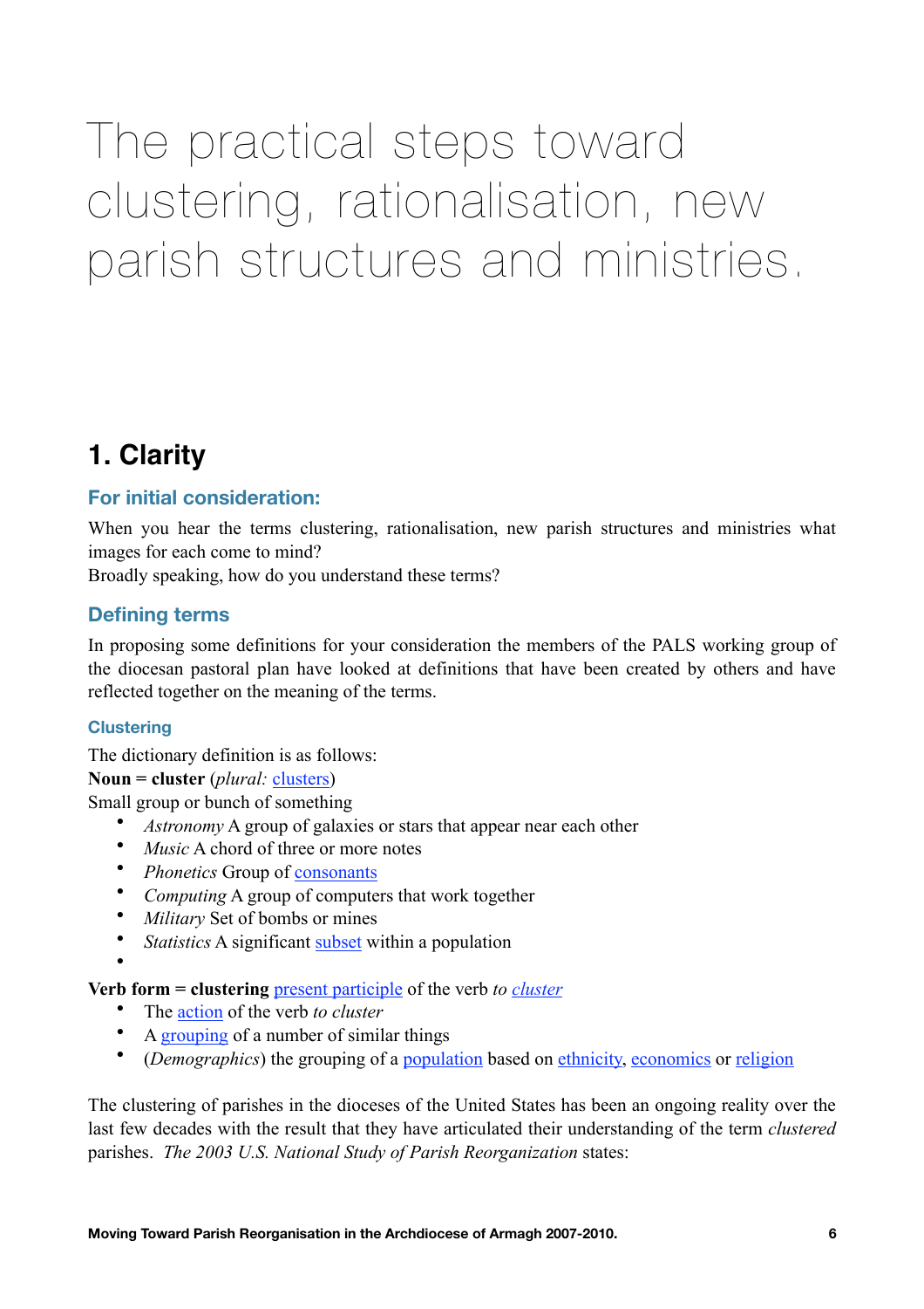# The practical steps toward clustering, rationalisation, new parish structures and ministries.

## 1. Clarity

### For initial consideration:

When you hear the terms clustering, rationalisation, new parish structures and ministries what images for each come to mind?
Broadly speaking, how do you understand these terms?

### Defining terms

In proposing some definitions for your consideration the members of the PALS working group of the diocesan pastoral plan have looked at definitions that have been created by others and have reflected together on the meaning of the terms.

#### Clustering

The dictionary definition is as follows:
**Noun = cluster** (*plural:* clusters)
Small group or bunch of something

- *Astronomy* A group of galaxies or stars that appear near each other
- *Music* A chord of three or more notes
- *Phonetics* Group of consonants
- *Computing* A group of computers that work together
- *Military* Set of bombs or mines
- *Statistics* A significant subset within a population

**Verb form = clustering** present participle of the verb *to cluster*

- The action of the verb *to cluster*
- A grouping of a number of similar things
- (*Demographics*) the grouping of a population based on ethnicity, economics or religion

The clustering of parishes in the dioceses of the United States has been an ongoing reality over the last few decades with the result that they have articulated their understanding of the term *clustered* parishes. *The 2003 U.S. National Study of Parish Reorganization* states: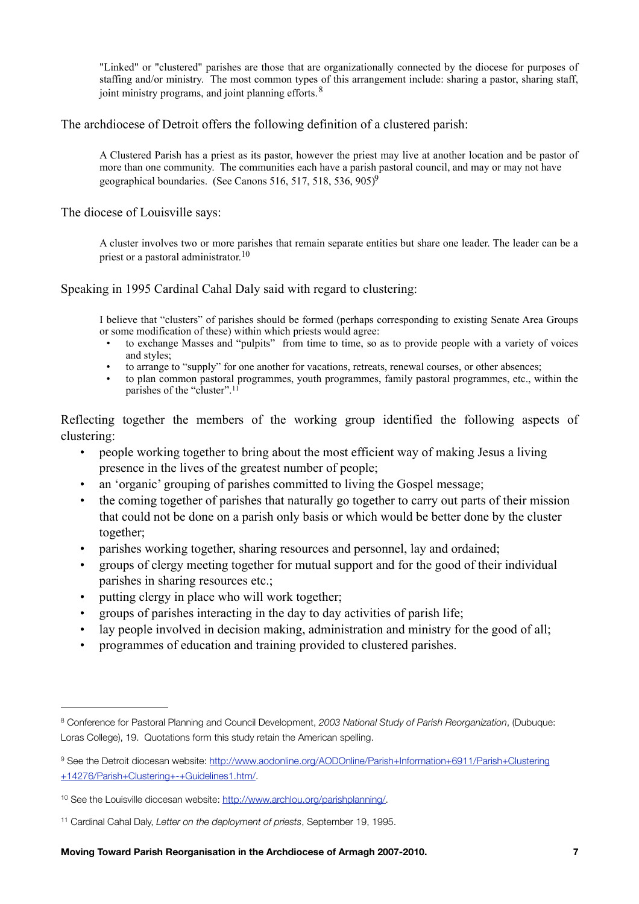> "Linked" or "clustered" parishes are those that are organizationally connected by the diocese for purposes of staffing and/or ministry. The most common types of this arrangement include: sharing a pastor, sharing staff, joint ministry programs, and joint planning efforts.[8]

The archdiocese of Detroit offers the following definition of a clustered parish:

> A Clustered Parish has a priest as its pastor, however the priest may live at another location and be pastor of more than one community. The communities each have a parish pastoral council, and may or may not have geographical boundaries. (See Canons 516, 517, 518, 536, 905)[9]

The diocese of Louisville says:

> A cluster involves two or more parishes that remain separate entities but share one leader. The leader can be a priest or a pastoral administrator.[10]

Speaking in 1995 Cardinal Cahal Daly said with regard to clustering:

> I believe that "clusters" of parishes should be formed (perhaps corresponding to existing Senate Area Groups or some modification of these) within which priests would agree:
> - to exchange Masses and "pulpits" from time to time, so as to provide people with a variety of voices and styles;
> - to arrange to "supply" for one another for vacations, retreats, renewal courses, or other absences;
> - to plan common pastoral programmes, youth programmes, family pastoral programmes, etc., within the parishes of the "cluster".[11]

Reflecting together the members of the working group identified the following aspects of clustering:

- people working together to bring about the most efficient way of making Jesus a living presence in the lives of the greatest number of people;
- an 'organic' grouping of parishes committed to living the Gospel message;
- the coming together of parishes that naturally go together to carry out parts of their mission that could not be done on a parish only basis or which would be better done by the cluster together;
- parishes working together, sharing resources and personnel, lay and ordained;
- groups of clergy meeting together for mutual support and for the good of their individual parishes in sharing resources etc.;
- putting clergy in place who will work together;
- groups of parishes interacting in the day to day activities of parish life;
- lay people involved in decision making, administration and ministry for the good of all;
- programmes of education and training provided to clustered parishes.

---

[8] Conference for Pastoral Planning and Council Development, *2003 National Study of Parish Reorganization*, (Dubuque: Loras College), 19. Quotations form this study retain the American spelling.

[9] See the Detroit diocesan website: http://www.aodonline.org/AODOnline/Parish+Information+6911/Parish+Clustering+14276/Parish+Clustering+-+Guidelines1.htm/.

[10] See the Louisville diocesan website: http://www.archlou.org/parishplanning/.

[11] Cardinal Cahal Daly, *Letter on the deployment of priests*, September 19, 1995.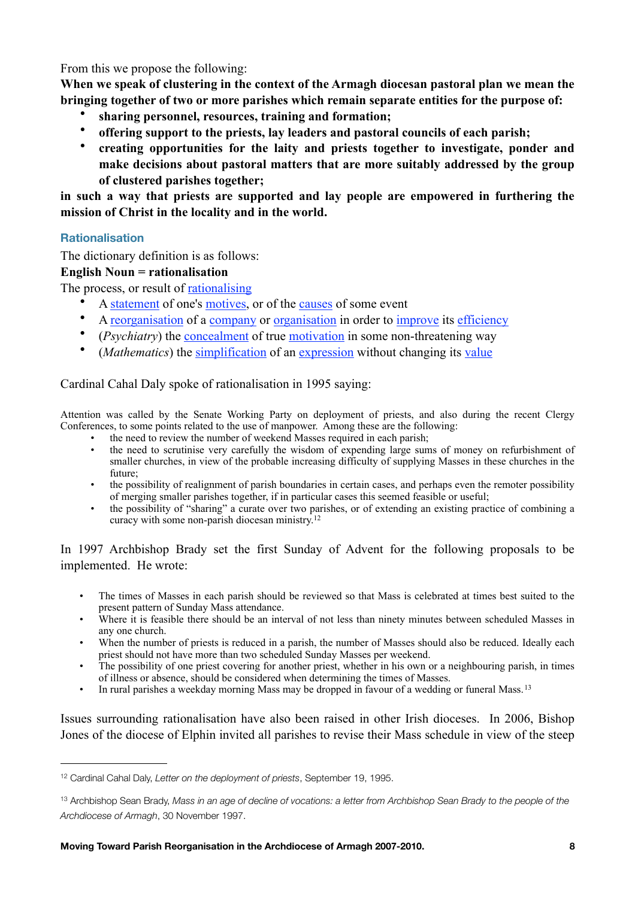From this we propose the following:

**When we speak of clustering in the context of the Armagh diocesan pastoral plan we mean the bringing together of two or more parishes which remain separate entities for the purpose of:**

- **sharing personnel, resources, training and formation;**
- **offering support to the priests, lay leaders and pastoral councils of each parish;**
- **creating opportunities for the laity and priests together to investigate, ponder and make decisions about pastoral matters that are more suitably addressed by the group of clustered parishes together;**

**in such a way that priests are supported and lay people are empowered in furthering the mission of Christ in the locality and in the world.**

### Rationalisation

The dictionary definition is as follows:

**English Noun = rationalisation**

The process, or result of rationalising

- A statement of one's motives, or of the causes of some event
- A reorganisation of a company or organisation in order to improve its efficiency
- (*Psychiatry*) the concealment of true motivation in some non-threatening way
- (*Mathematics*) the simplification of an expression without changing its value

Cardinal Cahal Daly spoke of rationalisation in 1995 saying:

> Attention was called by the Senate Working Party on deployment of priests, and also during the recent Clergy Conferences, to some points related to the use of manpower. Among these are the following:
>
> - the need to review the number of weekend Masses required in each parish;
> - the need to scrutinise very carefully the wisdom of expending large sums of money on refurbishment of smaller churches, in view of the probable increasing difficulty of supplying Masses in these churches in the future;
> - the possibility of realignment of parish boundaries in certain cases, and perhaps even the remoter possibility of merging smaller parishes together, if in particular cases this seemed feasible or useful;
> - the possibility of "sharing" a curate over two parishes, or of extending an existing practice of combining a curacy with some non-parish diocesan ministry.[12]

In 1997 Archbishop Brady set the first Sunday of Advent for the following proposals to be implemented. He wrote:

> - The times of Masses in each parish should be reviewed so that Mass is celebrated at times best suited to the present pattern of Sunday Mass attendance.
> - Where it is feasible there should be an interval of not less than ninety minutes between scheduled Masses in any one church.
> - When the number of priests is reduced in a parish, the number of Masses should also be reduced. Ideally each priest should not have more than two scheduled Sunday Masses per weekend.
> - The possibility of one priest covering for another priest, whether in his own or a neighbouring parish, in times of illness or absence, should be considered when determining the times of Masses.
> - In rural parishes a weekday morning Mass may be dropped in favour of a wedding or funeral Mass.[13]

Issues surrounding rationalisation have also been raised in other Irish dioceses. In 2006, Bishop Jones of the diocese of Elphin invited all parishes to revise their Mass schedule in view of the steep

---

[12] Cardinal Cahal Daly, *Letter on the deployment of priests*, September 19, 1995.

[13] Archbishop Sean Brady, *Mass in an age of decline of vocations: a letter from Archbishop Sean Brady to the people of the Archdiocese of Armagh*, 30 November 1997.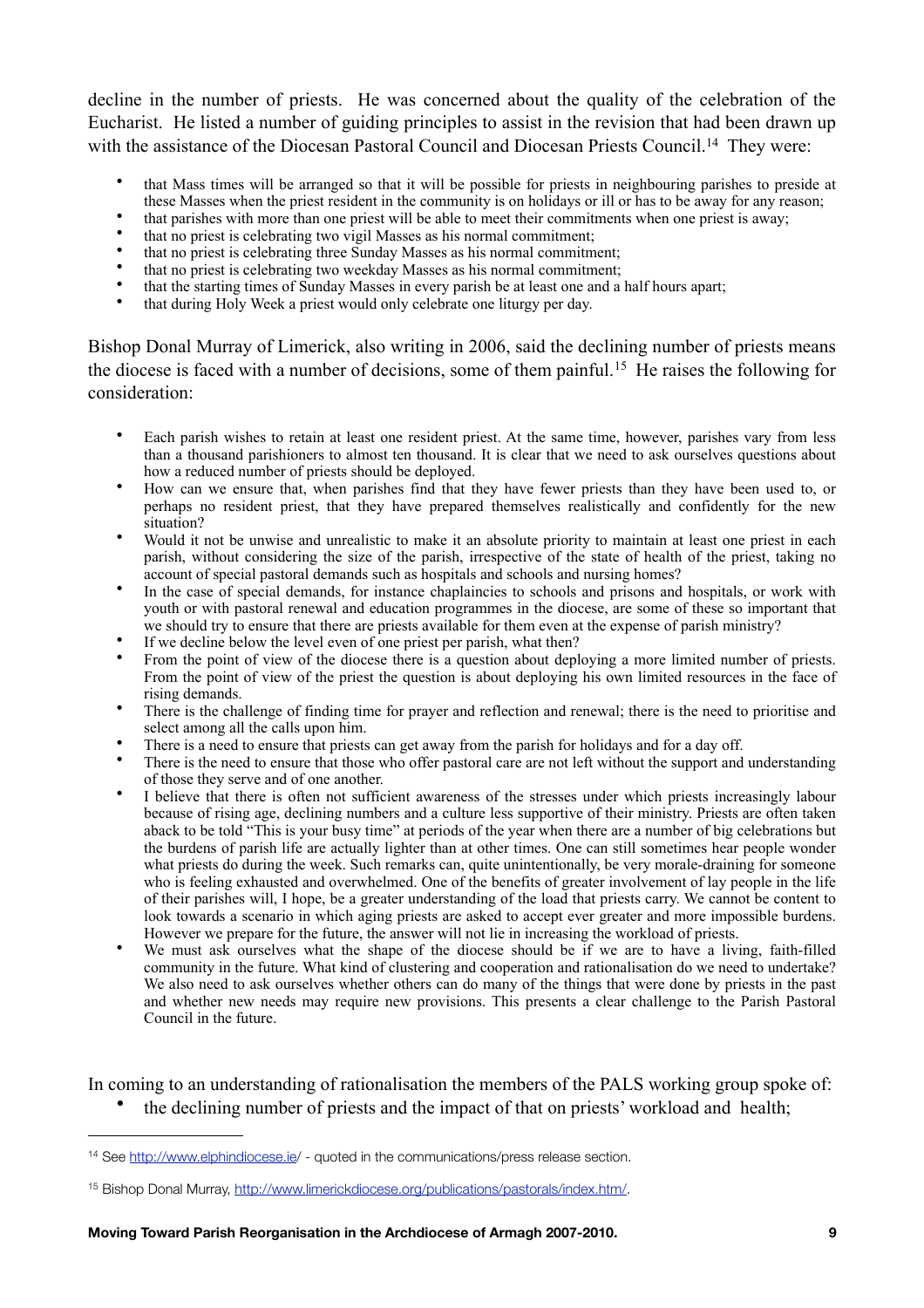decline in the number of priests. He was concerned about the quality of the celebration of the Eucharist. He listed a number of guiding principles to assist in the revision that had been drawn up with the assistance of the Diocesan Pastoral Council and Diocesan Priests Council.[14] They were:

- that Mass times will be arranged so that it will be possible for priests in neighbouring parishes to preside at these Masses when the priest resident in the community is on holidays or ill or has to be away for any reason;
- that parishes with more than one priest will be able to meet their commitments when one priest is away;
- that no priest is celebrating two vigil Masses as his normal commitment;
- that no priest is celebrating three Sunday Masses as his normal commitment;
- that no priest is celebrating two weekday Masses as his normal commitment;
- that the starting times of Sunday Masses in every parish be at least one and a half hours apart;
- that during Holy Week a priest would only celebrate one liturgy per day.

Bishop Donal Murray of Limerick, also writing in 2006, said the declining number of priests means the diocese is faced with a number of decisions, some of them painful.[15] He raises the following for consideration:

- Each parish wishes to retain at least one resident priest. At the same time, however, parishes vary from less than a thousand parishioners to almost ten thousand. It is clear that we need to ask ourselves questions about how a reduced number of priests should be deployed.
- How can we ensure that, when parishes find that they have fewer priests than they have been used to, or perhaps no resident priest, that they have prepared themselves realistically and confidently for the new situation?
- Would it not be unwise and unrealistic to make it an absolute priority to maintain at least one priest in each parish, without considering the size of the parish, irrespective of the state of health of the priest, taking no account of special pastoral demands such as hospitals and schools and nursing homes?
- In the case of special demands, for instance chaplaincies to schools and prisons and hospitals, or work with youth or with pastoral renewal and education programmes in the diocese, are some of these so important that we should try to ensure that there are priests available for them even at the expense of parish ministry?
- If we decline below the level even of one priest per parish, what then?
- From the point of view of the diocese there is a question about deploying a more limited number of priests. From the point of view of the priest the question is about deploying his own limited resources in the face of rising demands.
- There is the challenge of finding time for prayer and reflection and renewal; there is the need to prioritise and select among all the calls upon him.
- There is a need to ensure that priests can get away from the parish for holidays and for a day off.
- There is the need to ensure that those who offer pastoral care are not left without the support and understanding of those they serve and of one another.
- I believe that there is often not sufficient awareness of the stresses under which priests increasingly labour because of rising age, declining numbers and a culture less supportive of their ministry. Priests are often taken aback to be told "This is your busy time" at periods of the year when there are a number of big celebrations but the burdens of parish life are actually lighter than at other times. One can still sometimes hear people wonder what priests do during the week. Such remarks can, quite unintentionally, be very morale-draining for someone who is feeling exhausted and overwhelmed. One of the benefits of greater involvement of lay people in the life of their parishes will, I hope, be a greater understanding of the load that priests carry. We cannot be content to look towards a scenario in which aging priests are asked to accept ever greater and more impossible burdens. However we prepare for the future, the answer will not lie in increasing the workload of priests.
- We must ask ourselves what the shape of the diocese should be if we are to have a living, faith-filled community in the future. What kind of clustering and cooperation and rationalisation do we need to undertake? We also need to ask ourselves whether others can do many of the things that were done by priests in the past and whether new needs may require new provisions. This presents a clear challenge to the Parish Pastoral Council in the future.

In coming to an understanding of rationalisation the members of the PALS working group spoke of:

- the declining number of priests and the impact of that on priests' workload and health;

---

[14] See http://www.elphindiocese.ie/ - quoted in the communications/press release section.

[15] Bishop Donal Murray, http://www.limerickdiocese.org/publications/pastorals/index.htm/.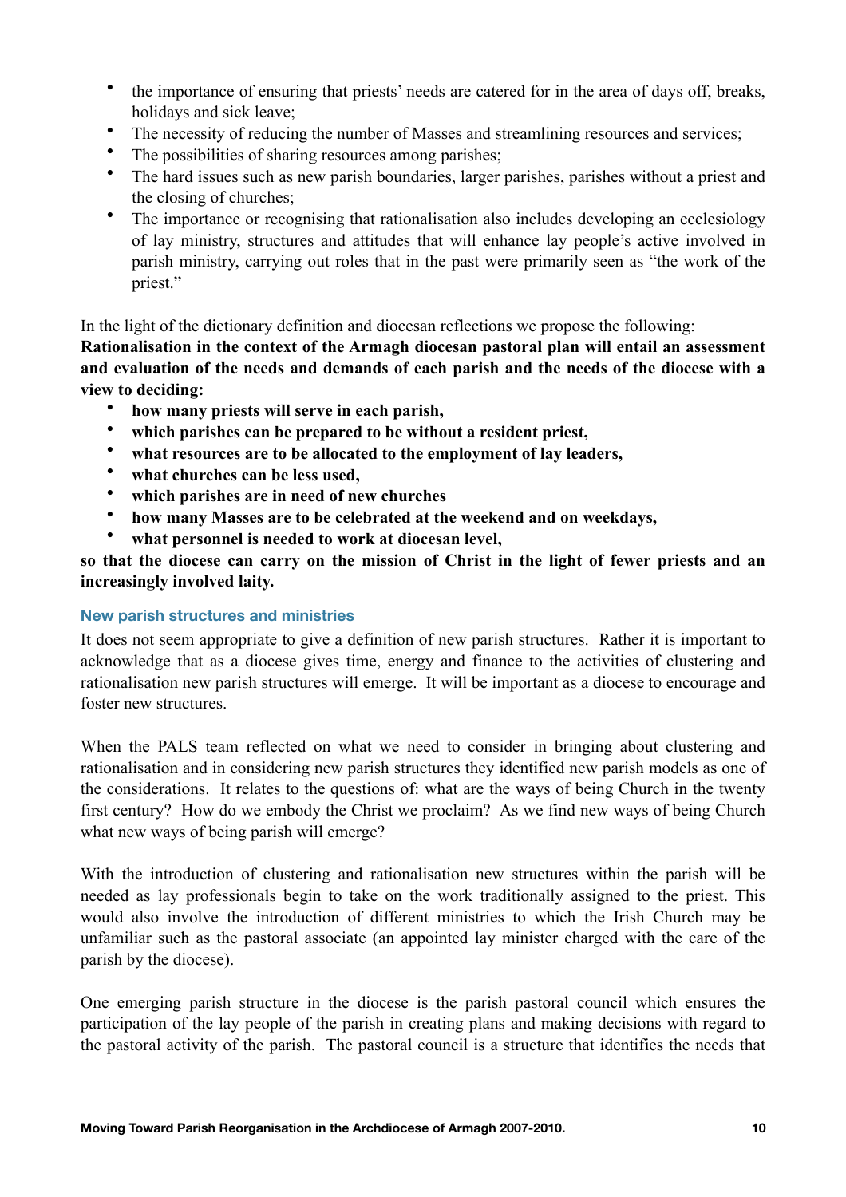- the importance of ensuring that priests' needs are catered for in the area of days off, breaks, holidays and sick leave;
- The necessity of reducing the number of Masses and streamlining resources and services;
- The possibilities of sharing resources among parishes;
- The hard issues such as new parish boundaries, larger parishes, parishes without a priest and the closing of churches;
- The importance or recognising that rationalisation also includes developing an ecclesiology of lay ministry, structures and attitudes that will enhance lay people's active involved in parish ministry, carrying out roles that in the past were primarily seen as "the work of the priest."

In the light of the dictionary definition and diocesan reflections we propose the following:
**Rationalisation in the context of the Armagh diocesan pastoral plan will entail an assessment and evaluation of the needs and demands of each parish and the needs of the diocese with a view to deciding:**

- **how many priests will serve in each parish,**
- **which parishes can be prepared to be without a resident priest,**
- **what resources are to be allocated to the employment of lay leaders,**
- **what churches can be less used,**
- **which parishes are in need of new churches**
- **how many Masses are to be celebrated at the weekend and on weekdays,**
- **what personnel is needed to work at diocesan level,**

**so that the diocese can carry on the mission of Christ in the light of fewer priests and an increasingly involved laity.**

### New parish structures and ministries

It does not seem appropriate to give a definition of new parish structures. Rather it is important to acknowledge that as a diocese gives time, energy and finance to the activities of clustering and rationalisation new parish structures will emerge. It will be important as a diocese to encourage and foster new structures.

When the PALS team reflected on what we need to consider in bringing about clustering and rationalisation and in considering new parish structures they identified new parish models as one of the considerations. It relates to the questions of: what are the ways of being Church in the twenty first century? How do we embody the Christ we proclaim? As we find new ways of being Church what new ways of being parish will emerge?

With the introduction of clustering and rationalisation new structures within the parish will be needed as lay professionals begin to take on the work traditionally assigned to the priest. This would also involve the introduction of different ministries to which the Irish Church may be unfamiliar such as the pastoral associate (an appointed lay minister charged with the care of the parish by the diocese).

One emerging parish structure in the diocese is the parish pastoral council which ensures the participation of the lay people of the parish in creating plans and making decisions with regard to the pastoral activity of the parish. The pastoral council is a structure that identifies the needs that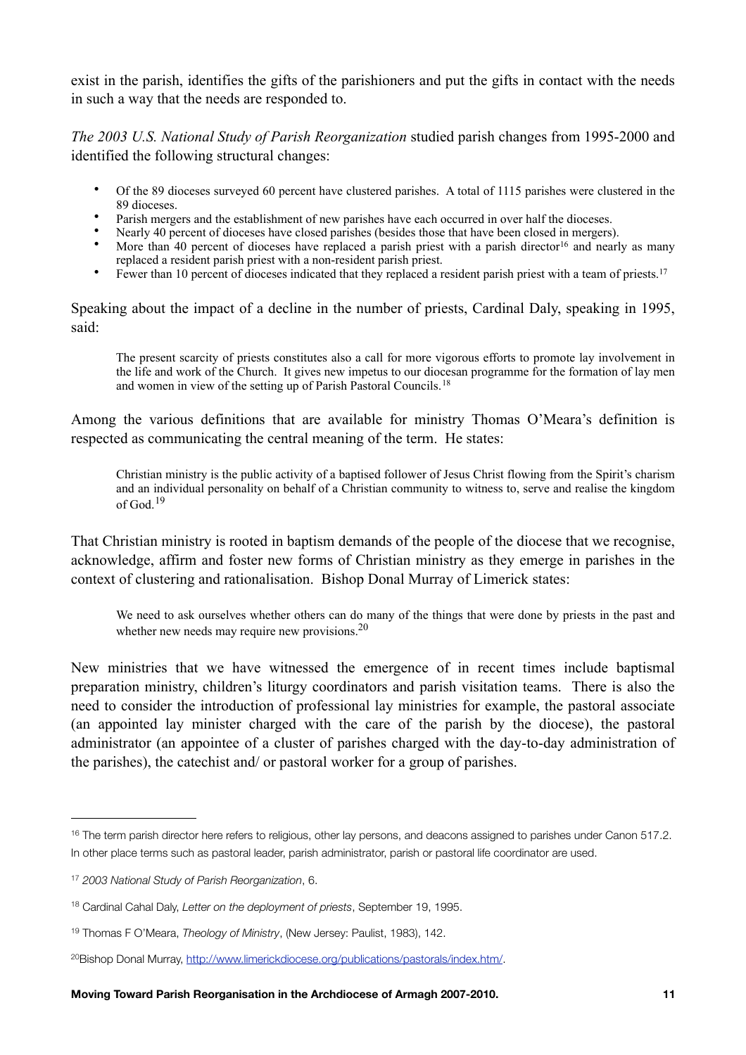exist in the parish, identifies the gifts of the parishioners and put the gifts in contact with the needs in such a way that the needs are responded to.

*The 2003 U.S. National Study of Parish Reorganization* studied parish changes from 1995-2000 and identified the following structural changes:

- Of the 89 dioceses surveyed 60 percent have clustered parishes. A total of 1115 parishes were clustered in the 89 dioceses.
- Parish mergers and the establishment of new parishes have each occurred in over half the dioceses.
- Nearly 40 percent of dioceses have closed parishes (besides those that have been closed in mergers).
- More than 40 percent of dioceses have replaced a parish priest with a parish director[16] and nearly as many replaced a resident parish priest with a non-resident parish priest.
- Fewer than 10 percent of dioceses indicated that they replaced a resident parish priest with a team of priests.[17]

Speaking about the impact of a decline in the number of priests, Cardinal Daly, speaking in 1995, said:

> The present scarcity of priests constitutes also a call for more vigorous efforts to promote lay involvement in the life and work of the Church. It gives new impetus to our diocesan programme for the formation of lay men and women in view of the setting up of Parish Pastoral Councils.[18]

Among the various definitions that are available for ministry Thomas O'Meara's definition is respected as communicating the central meaning of the term. He states:

> Christian ministry is the public activity of a baptised follower of Jesus Christ flowing from the Spirit's charism and an individual personality on behalf of a Christian community to witness to, serve and realise the kingdom of God.[19]

That Christian ministry is rooted in baptism demands of the people of the diocese that we recognise, acknowledge, affirm and foster new forms of Christian ministry as they emerge in parishes in the context of clustering and rationalisation. Bishop Donal Murray of Limerick states:

> We need to ask ourselves whether others can do many of the things that were done by priests in the past and whether new needs may require new provisions.[20]

New ministries that we have witnessed the emergence of in recent times include baptismal preparation ministry, children's liturgy coordinators and parish visitation teams. There is also the need to consider the introduction of professional lay ministries for example, the pastoral associate (an appointed lay minister charged with the care of the parish by the diocese), the pastoral administrator (an appointee of a cluster of parishes charged with the day-to-day administration of the parishes), the catechist and/ or pastoral worker for a group of parishes.

---

[16] The term parish director here refers to religious, other lay persons, and deacons assigned to parishes under Canon 517.2. In other place terms such as pastoral leader, parish administrator, parish or pastoral life coordinator are used.

[17] *2003 National Study of Parish Reorganization*, 6.

[18] Cardinal Cahal Daly, *Letter on the deployment of priests*, September 19, 1995.

[19] Thomas F O'Meara, *Theology of Ministry*, (New Jersey: Paulist, 1983), 142.

[20] Bishop Donal Murray, http://www.limerickdiocese.org/publications/pastorals/index.htm/.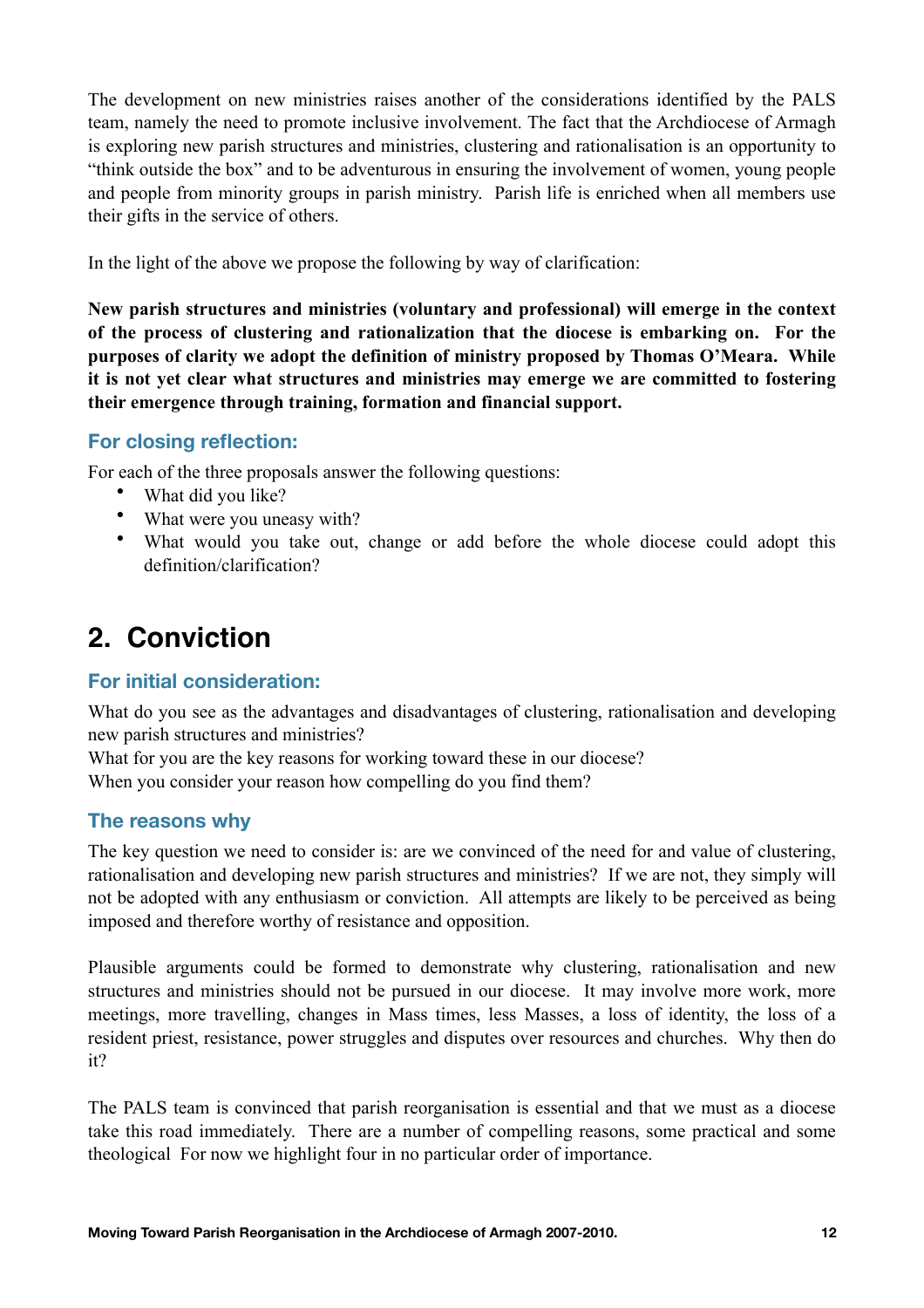The development on new ministries raises another of the considerations identified by the PALS team, namely the need to promote inclusive involvement. The fact that the Archdiocese of Armagh is exploring new parish structures and ministries, clustering and rationalisation is an opportunity to "think outside the box" and to be adventurous in ensuring the involvement of women, young people and people from minority groups in parish ministry. Parish life is enriched when all members use their gifts in the service of others.

In the light of the above we propose the following by way of clarification:

**New parish structures and ministries (voluntary and professional) will emerge in the context of the process of clustering and rationalization that the diocese is embarking on. For the purposes of clarity we adopt the definition of ministry proposed by Thomas O'Meara. While it is not yet clear what structures and ministries may emerge we are committed to fostering their emergence through training, formation and financial support.**

### For closing reflection:

For each of the three proposals answer the following questions:

- What did you like?
- What were you uneasy with?
- What would you take out, change or add before the whole diocese could adopt this definition/clarification?

## 2. Conviction

### For initial consideration:

What do you see as the advantages and disadvantages of clustering, rationalisation and developing new parish structures and ministries?
What for you are the key reasons for working toward these in our diocese?
When you consider your reason how compelling do you find them?

### The reasons why

The key question we need to consider is: are we convinced of the need for and value of clustering, rationalisation and developing new parish structures and ministries? If we are not, they simply will not be adopted with any enthusiasm or conviction. All attempts are likely to be perceived as being imposed and therefore worthy of resistance and opposition.

Plausible arguments could be formed to demonstrate why clustering, rationalisation and new structures and ministries should not be pursued in our diocese. It may involve more work, more meetings, more travelling, changes in Mass times, less Masses, a loss of identity, the loss of a resident priest, resistance, power struggles and disputes over resources and churches. Why then do it?

The PALS team is convinced that parish reorganisation is essential and that we must as a diocese take this road immediately. There are a number of compelling reasons, some practical and some theological For now we highlight four in no particular order of importance.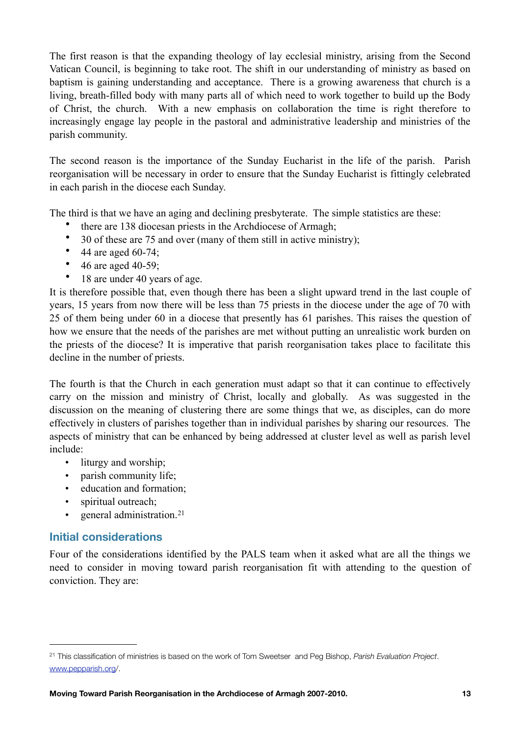The first reason is that the expanding theology of lay ecclesial ministry, arising from the Second Vatican Council, is beginning to take root. The shift in our understanding of ministry as based on baptism is gaining understanding and acceptance. There is a growing awareness that church is a living, breath-filled body with many parts all of which need to work together to build up the Body of Christ, the church. With a new emphasis on collaboration the time is right therefore to increasingly engage lay people in the pastoral and administrative leadership and ministries of the parish community.

The second reason is the importance of the Sunday Eucharist in the life of the parish. Parish reorganisation will be necessary in order to ensure that the Sunday Eucharist is fittingly celebrated in each parish in the diocese each Sunday.

The third is that we have an aging and declining presbyterate. The simple statistics are these:

- there are 138 diocesan priests in the Archdiocese of Armagh;
- 30 of these are 75 and over (many of them still in active ministry);
- 44 are aged 60-74;
- 46 are aged 40-59;
- 18 are under 40 years of age.

It is therefore possible that, even though there has been a slight upward trend in the last couple of years, 15 years from now there will be less than 75 priests in the diocese under the age of 70 with 25 of them being under 60 in a diocese that presently has 61 parishes. This raises the question of how we ensure that the needs of the parishes are met without putting an unrealistic work burden on the priests of the diocese? It is imperative that parish reorganisation takes place to facilitate this decline in the number of priests.

The fourth is that the Church in each generation must adapt so that it can continue to effectively carry on the mission and ministry of Christ, locally and globally. As was suggested in the discussion on the meaning of clustering there are some things that we, as disciples, can do more effectively in clusters of parishes together than in individual parishes by sharing our resources. The aspects of ministry that can be enhanced by being addressed at cluster level as well as parish level include:

- liturgy and worship;
- parish community life;
- education and formation;
- spiritual outreach;
- general administration.[21]

## Initial considerations

Four of the considerations identified by the PALS team when it asked what are all the things we need to consider in moving toward parish reorganisation fit with attending to the question of conviction. They are:

---

[21] This classification of ministries is based on the work of Tom Sweetser and Peg Bishop, *Parish Evaluation Project*. www.pepparish.org/.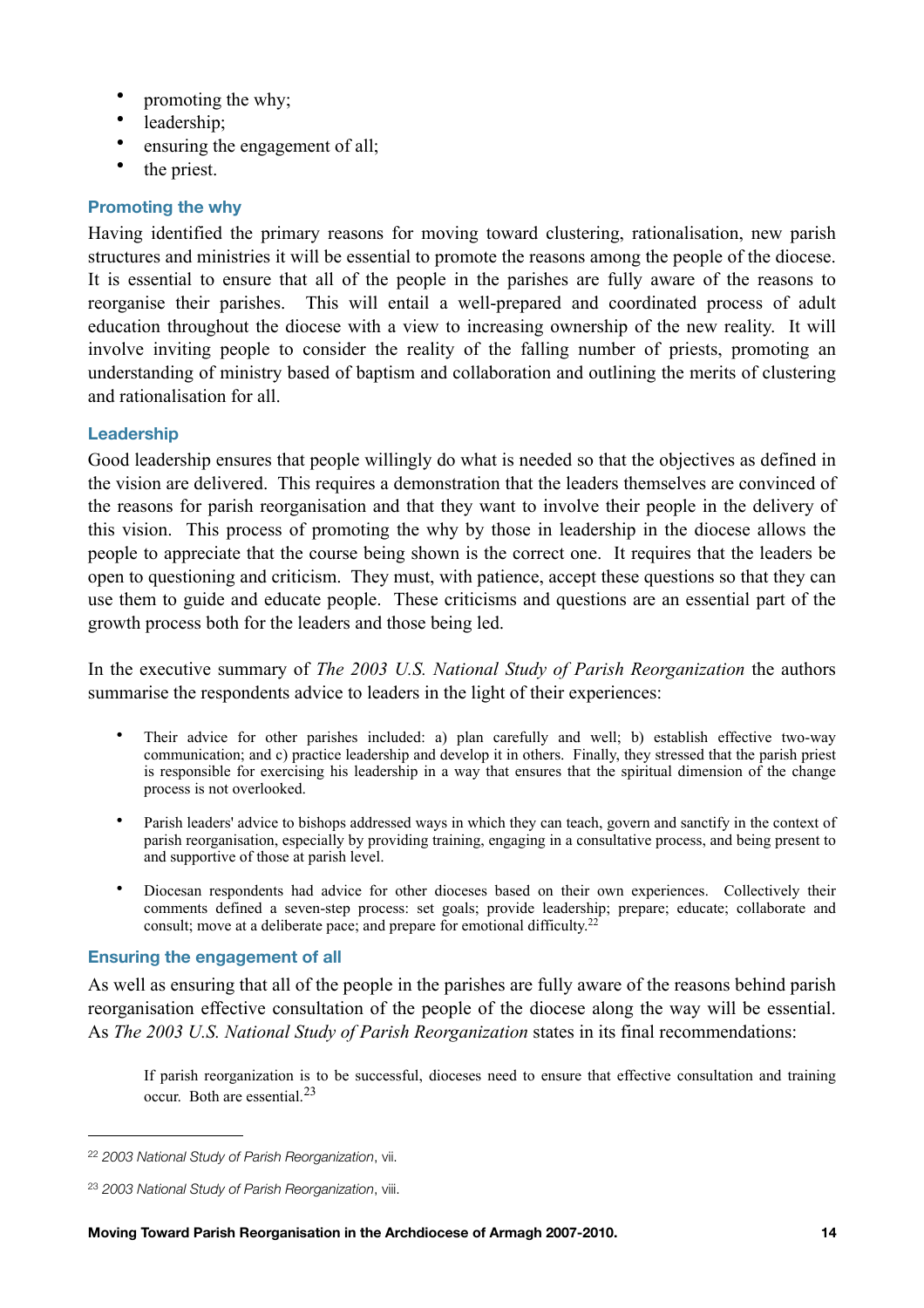- promoting the why;
- leadership;
- ensuring the engagement of all;
- the priest.

### Promoting the why

Having identified the primary reasons for moving toward clustering, rationalisation, new parish structures and ministries it will be essential to promote the reasons among the people of the diocese. It is essential to ensure that all of the people in the parishes are fully aware of the reasons to reorganise their parishes. This will entail a well-prepared and coordinated process of adult education throughout the diocese with a view to increasing ownership of the new reality. It will involve inviting people to consider the reality of the falling number of priests, promoting an understanding of ministry based of baptism and collaboration and outlining the merits of clustering and rationalisation for all.

### Leadership

Good leadership ensures that people willingly do what is needed so that the objectives as defined in the vision are delivered. This requires a demonstration that the leaders themselves are convinced of the reasons for parish reorganisation and that they want to involve their people in the delivery of this vision. This process of promoting the why by those in leadership in the diocese allows the people to appreciate that the course being shown is the correct one. It requires that the leaders be open to questioning and criticism. They must, with patience, accept these questions so that they can use them to guide and educate people. These criticisms and questions are an essential part of the growth process both for the leaders and those being led.

In the executive summary of *The 2003 U.S. National Study of Parish Reorganization* the authors summarise the respondents advice to leaders in the light of their experiences:

- Their advice for other parishes included: a) plan carefully and well; b) establish effective two-way communication; and c) practice leadership and develop it in others. Finally, they stressed that the parish priest is responsible for exercising his leadership in a way that ensures that the spiritual dimension of the change process is not overlooked.
- Parish leaders' advice to bishops addressed ways in which they can teach, govern and sanctify in the context of parish reorganisation, especially by providing training, engaging in a consultative process, and being present to and supportive of those at parish level.
- Diocesan respondents had advice for other dioceses based on their own experiences. Collectively their comments defined a seven-step process: set goals; provide leadership; prepare; educate; collaborate and consult; move at a deliberate pace; and prepare for emotional difficulty.[22]

### Ensuring the engagement of all

As well as ensuring that all of the people in the parishes are fully aware of the reasons behind parish reorganisation effective consultation of the people of the diocese along the way will be essential. As *The 2003 U.S. National Study of Parish Reorganization* states in its final recommendations:

> If parish reorganization is to be successful, dioceses need to ensure that effective consultation and training occur. Both are essential.[23]

---

[22] *2003 National Study of Parish Reorganization*, vii.

[23] *2003 National Study of Parish Reorganization*, viii.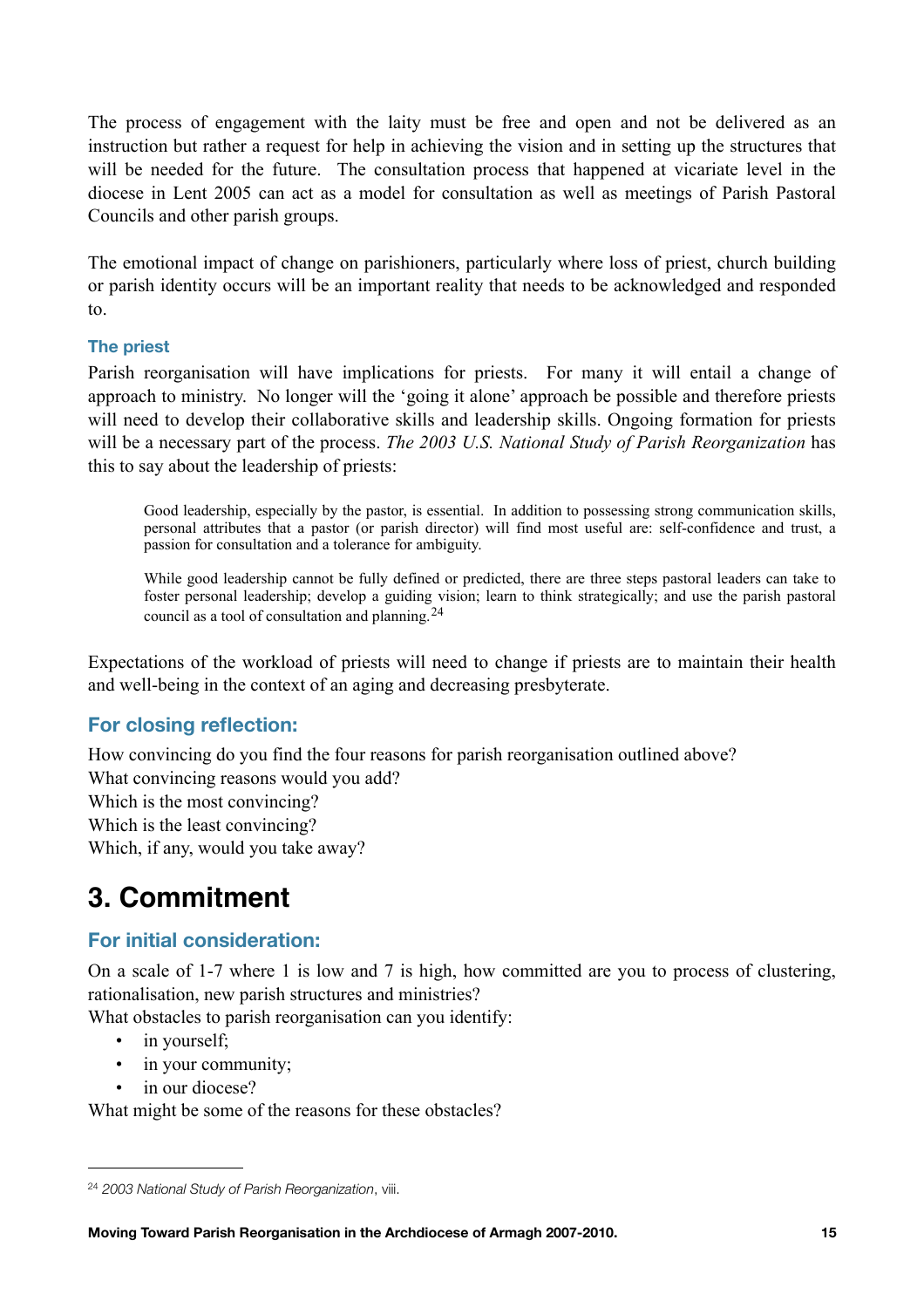The process of engagement with the laity must be free and open and not be delivered as an instruction but rather a request for help in achieving the vision and in setting up the structures that will be needed for the future. The consultation process that happened at vicariate level in the diocese in Lent 2005 can act as a model for consultation as well as meetings of Parish Pastoral Councils and other parish groups.

The emotional impact of change on parishioners, particularly where loss of priest, church building or parish identity occurs will be an important reality that needs to be acknowledged and responded to.

### The priest

Parish reorganisation will have implications for priests. For many it will entail a change of approach to ministry. No longer will the 'going it alone' approach be possible and therefore priests will need to develop their collaborative skills and leadership skills. Ongoing formation for priests will be a necessary part of the process. *The 2003 U.S. National Study of Parish Reorganization* has this to say about the leadership of priests:

> Good leadership, especially by the pastor, is essential. In addition to possessing strong communication skills, personal attributes that a pastor (or parish director) will find most useful are: self-confidence and trust, a passion for consultation and a tolerance for ambiguity.
>
> While good leadership cannot be fully defined or predicted, there are three steps pastoral leaders can take to foster personal leadership; develop a guiding vision; learn to think strategically; and use the parish pastoral council as a tool of consultation and planning.[24]

Expectations of the workload of priests will need to change if priests are to maintain their health and well-being in the context of an aging and decreasing presbyterate.

## For closing reflection:

How convincing do you find the four reasons for parish reorganisation outlined above?
What convincing reasons would you add?
Which is the most convincing?
Which is the least convincing?
Which, if any, would you take away?

# 3. Commitment

## For initial consideration:

On a scale of 1-7 where 1 is low and 7 is high, how committed are you to process of clustering, rationalisation, new parish structures and ministries?
What obstacles to parish reorganisation can you identify:

- in yourself;
- in your community;
- in our diocese?

What might be some of the reasons for these obstacles?

---

[24] *2003 National Study of Parish Reorganization*, viii.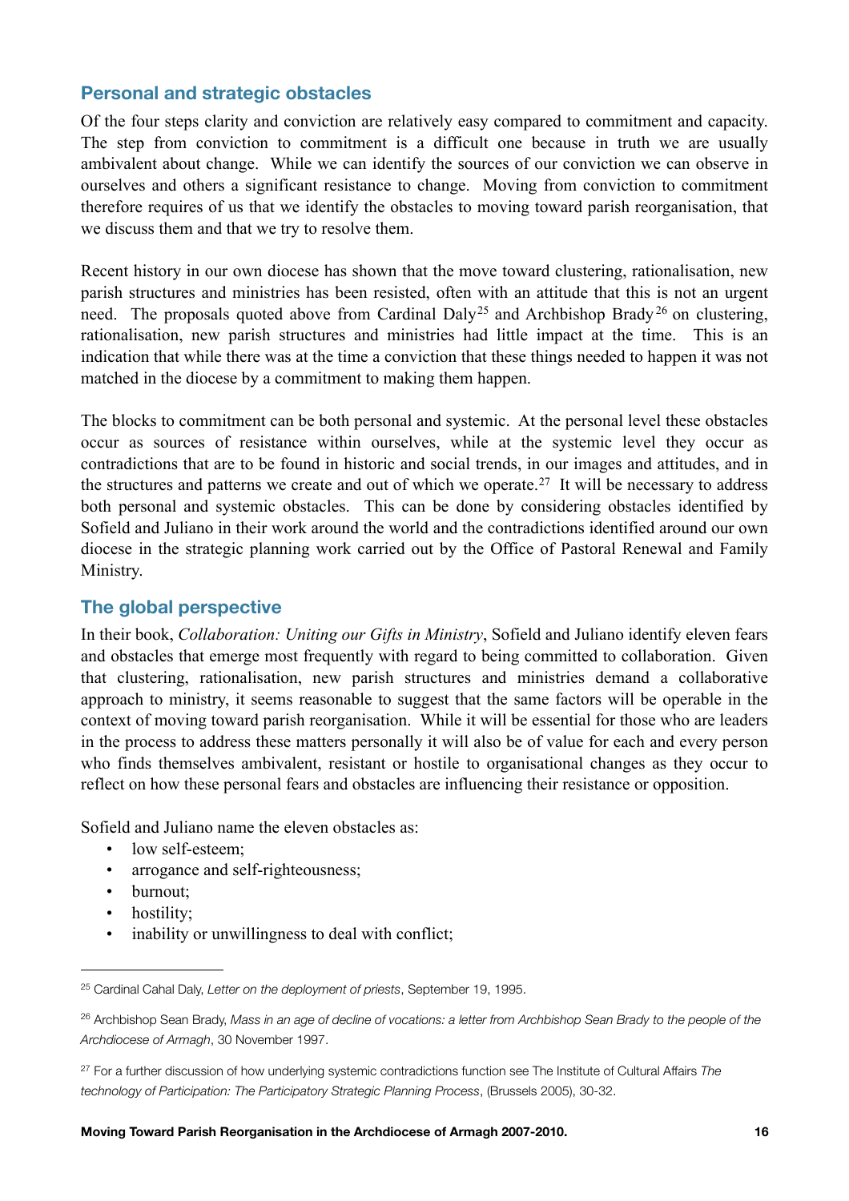## Personal and strategic obstacles

Of the four steps clarity and conviction are relatively easy compared to commitment and capacity. The step from conviction to commitment is a difficult one because in truth we are usually ambivalent about change. While we can identify the sources of our conviction we can observe in ourselves and others a significant resistance to change. Moving from conviction to commitment therefore requires of us that we identify the obstacles to moving toward parish reorganisation, that we discuss them and that we try to resolve them.

Recent history in our own diocese has shown that the move toward clustering, rationalisation, new parish structures and ministries has been resisted, often with an attitude that this is not an urgent need. The proposals quoted above from Cardinal Daly[25] and Archbishop Brady[26] on clustering, rationalisation, new parish structures and ministries had little impact at the time. This is an indication that while there was at the time a conviction that these things needed to happen it was not matched in the diocese by a commitment to making them happen.

The blocks to commitment can be both personal and systemic. At the personal level these obstacles occur as sources of resistance within ourselves, while at the systemic level they occur as contradictions that are to be found in historic and social trends, in our images and attitudes, and in the structures and patterns we create and out of which we operate.[27] It will be necessary to address both personal and systemic obstacles. This can be done by considering obstacles identified by Sofield and Juliano in their work around the world and the contradictions identified around our own diocese in the strategic planning work carried out by the Office of Pastoral Renewal and Family Ministry.

## The global perspective

In their book, *Collaboration: Uniting our Gifts in Ministry*, Sofield and Juliano identify eleven fears and obstacles that emerge most frequently with regard to being committed to collaboration. Given that clustering, rationalisation, new parish structures and ministries demand a collaborative approach to ministry, it seems reasonable to suggest that the same factors will be operable in the context of moving toward parish reorganisation. While it will be essential for those who are leaders in the process to address these matters personally it will also be of value for each and every person who finds themselves ambivalent, resistant or hostile to organisational changes as they occur to reflect on how these personal fears and obstacles are influencing their resistance or opposition.

Sofield and Juliano name the eleven obstacles as:

- low self-esteem;
- arrogance and self-righteousness;
- burnout;
- hostility;
- inability or unwillingness to deal with conflict;

---

[25] Cardinal Cahal Daly, *Letter on the deployment of priests*, September 19, 1995.

[26] Archbishop Sean Brady, *Mass in an age of decline of vocations: a letter from Archbishop Sean Brady to the people of the Archdiocese of Armagh*, 30 November 1997.

[27] For a further discussion of how underlying systemic contradictions function see The Institute of Cultural Affairs *The technology of Participation: The Participatory Strategic Planning Process*, (Brussels 2005), 30-32.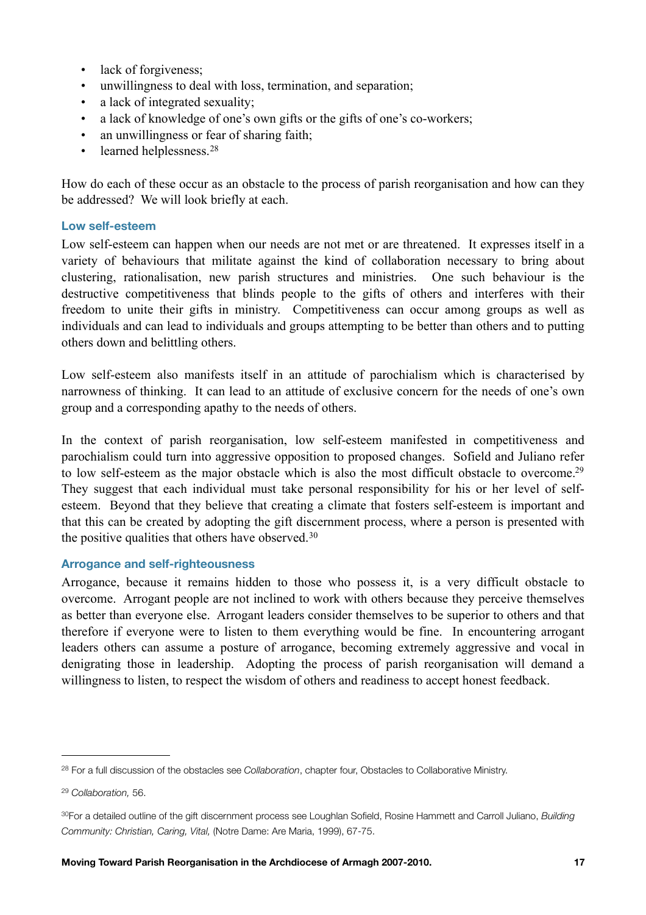- lack of forgiveness;
- unwillingness to deal with loss, termination, and separation;
- a lack of integrated sexuality;
- a lack of knowledge of one's own gifts or the gifts of one's co-workers;
- an unwillingness or fear of sharing faith;
- learned helplessness.[28]

How do each of these occur as an obstacle to the process of parish reorganisation and how can they be addressed? We will look briefly at each.

### Low self-esteem

Low self-esteem can happen when our needs are not met or are threatened. It expresses itself in a variety of behaviours that militate against the kind of collaboration necessary to bring about clustering, rationalisation, new parish structures and ministries. One such behaviour is the destructive competitiveness that blinds people to the gifts of others and interferes with their freedom to unite their gifts in ministry. Competitiveness can occur among groups as well as individuals and can lead to individuals and groups attempting to be better than others and to putting others down and belittling others.

Low self-esteem also manifests itself in an attitude of parochialism which is characterised by narrowness of thinking. It can lead to an attitude of exclusive concern for the needs of one's own group and a corresponding apathy to the needs of others.

In the context of parish reorganisation, low self-esteem manifested in competitiveness and parochialism could turn into aggressive opposition to proposed changes. Sofield and Juliano refer to low self-esteem as the major obstacle which is also the most difficult obstacle to overcome.[29] They suggest that each individual must take personal responsibility for his or her level of self-esteem. Beyond that they believe that creating a climate that fosters self-esteem is important and that this can be created by adopting the gift discernment process, where a person is presented with the positive qualities that others have observed.[30]

### Arrogance and self-righteousness

Arrogance, because it remains hidden to those who possess it, is a very difficult obstacle to overcome. Arrogant people are not inclined to work with others because they perceive themselves as better than everyone else. Arrogant leaders consider themselves to be superior to others and that therefore if everyone were to listen to them everything would be fine. In encountering arrogant leaders others can assume a posture of arrogance, becoming extremely aggressive and vocal in denigrating those in leadership. Adopting the process of parish reorganisation will demand a willingness to listen, to respect the wisdom of others and readiness to accept honest feedback.

---

[28] For a full discussion of the obstacles see *Collaboration*, chapter four, Obstacles to Collaborative Ministry.

[29] *Collaboration,* 56.

[30] For a detailed outline of the gift discernment process see Loughlan Sofield, Rosine Hammett and Carroll Juliano, *Building Community: Christian, Caring, Vital,* (Notre Dame: Are Maria, 1999), 67-75.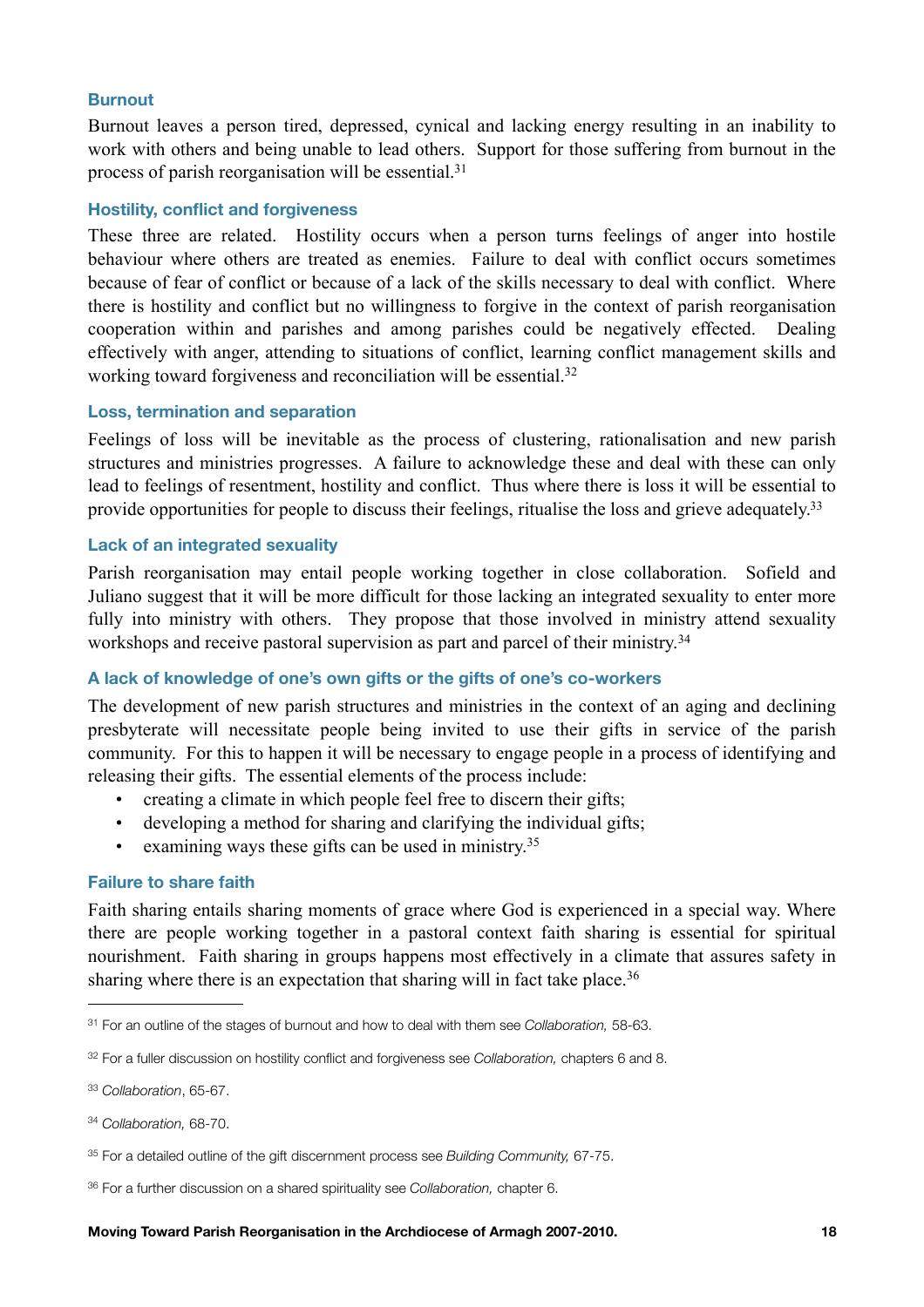### Burnout

Burnout leaves a person tired, depressed, cynical and lacking energy resulting in an inability to work with others and being unable to lead others. Support for those suffering from burnout in the process of parish reorganisation will be essential.[31]

### Hostility, conflict and forgiveness

These three are related. Hostility occurs when a person turns feelings of anger into hostile behaviour where others are treated as enemies. Failure to deal with conflict occurs sometimes because of fear of conflict or because of a lack of the skills necessary to deal with conflict. Where there is hostility and conflict but no willingness to forgive in the context of parish reorganisation cooperation within and parishes and among parishes could be negatively effected. Dealing effectively with anger, attending to situations of conflict, learning conflict management skills and working toward forgiveness and reconciliation will be essential.[32]

### Loss, termination and separation

Feelings of loss will be inevitable as the process of clustering, rationalisation and new parish structures and ministries progresses. A failure to acknowledge these and deal with these can only lead to feelings of resentment, hostility and conflict. Thus where there is loss it will be essential to provide opportunities for people to discuss their feelings, ritualise the loss and grieve adequately.[33]

### Lack of an integrated sexuality

Parish reorganisation may entail people working together in close collaboration. Sofield and Juliano suggest that it will be more difficult for those lacking an integrated sexuality to enter more fully into ministry with others. They propose that those involved in ministry attend sexuality workshops and receive pastoral supervision as part and parcel of their ministry.[34]

### A lack of knowledge of one's own gifts or the gifts of one's co-workers

The development of new parish structures and ministries in the context of an aging and declining presbyterate will necessitate people being invited to use their gifts in service of the parish community. For this to happen it will be necessary to engage people in a process of identifying and releasing their gifts. The essential elements of the process include:

- creating a climate in which people feel free to discern their gifts;
- developing a method for sharing and clarifying the individual gifts;
- examining ways these gifts can be used in ministry.[35]

### Failure to share faith

Faith sharing entails sharing moments of grace where God is experienced in a special way. Where there are people working together in a pastoral context faith sharing is essential for spiritual nourishment. Faith sharing in groups happens most effectively in a climate that assures safety in sharing where there is an expectation that sharing will in fact take place.[36]

---

[31] For an outline of the stages of burnout and how to deal with them see *Collaboration,* 58-63.

[32] For a fuller discussion on hostility conflict and forgiveness see *Collaboration,* chapters 6 and 8.

[33] *Collaboration*, 65-67.

[34] *Collaboration,* 68-70.

[35] For a detailed outline of the gift discernment process see *Building Community,* 67-75.

[36] For a further discussion on a shared spirituality see *Collaboration,* chapter 6.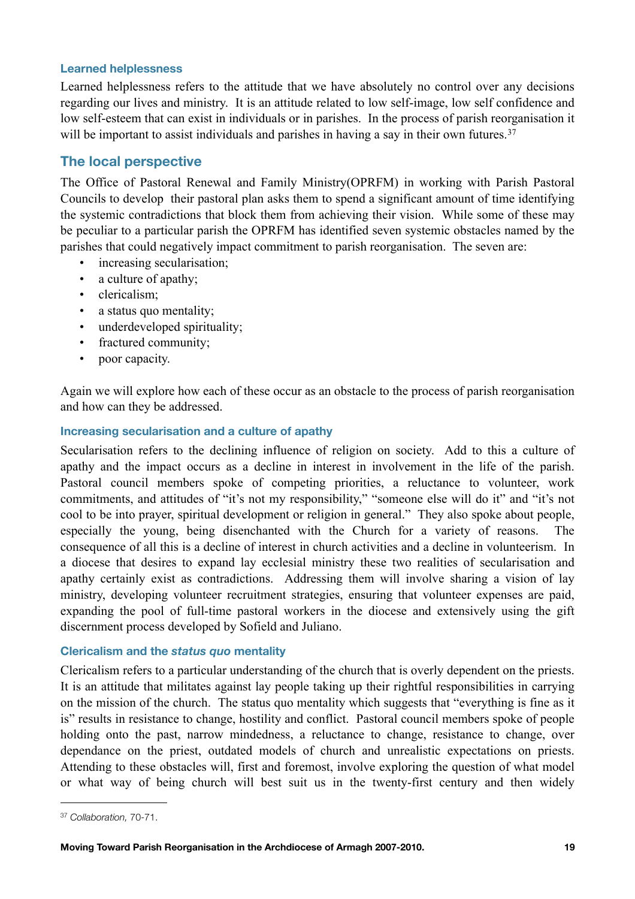### Learned helplessness

Learned helplessness refers to the attitude that we have absolutely no control over any decisions regarding our lives and ministry. It is an attitude related to low self-image, low self confidence and low self-esteem that can exist in individuals or in parishes. In the process of parish reorganisation it will be important to assist individuals and parishes in having a say in their own futures.[37]

## The local perspective

The Office of Pastoral Renewal and Family Ministry(OPRFM) in working with Parish Pastoral Councils to develop their pastoral plan asks them to spend a significant amount of time identifying the systemic contradictions that block them from achieving their vision. While some of these may be peculiar to a particular parish the OPRFM has identified seven systemic obstacles named by the parishes that could negatively impact commitment to parish reorganisation. The seven are:

- increasing secularisation;
- a culture of apathy;
- clericalism;
- a status quo mentality;
- underdeveloped spirituality;
- fractured community;
- poor capacity.

Again we will explore how each of these occur as an obstacle to the process of parish reorganisation and how can they be addressed.

### Increasing secularisation and a culture of apathy

Secularisation refers to the declining influence of religion on society. Add to this a culture of apathy and the impact occurs as a decline in interest in involvement in the life of the parish. Pastoral council members spoke of competing priorities, a reluctance to volunteer, work commitments, and attitudes of "it's not my responsibility," "someone else will do it" and "it's not cool to be into prayer, spiritual development or religion in general." They also spoke about people, especially the young, being disenchanted with the Church for a variety of reasons. The consequence of all this is a decline of interest in church activities and a decline in volunteerism. In a diocese that desires to expand lay ecclesial ministry these two realities of secularisation and apathy certainly exist as contradictions. Addressing them will involve sharing a vision of lay ministry, developing volunteer recruitment strategies, ensuring that volunteer expenses are paid, expanding the pool of full-time pastoral workers in the diocese and extensively using the gift discernment process developed by Sofield and Juliano.

### Clericalism and the *status quo* mentality

Clericalism refers to a particular understanding of the church that is overly dependent on the priests. It is an attitude that militates against lay people taking up their rightful responsibilities in carrying on the mission of the church. The status quo mentality which suggests that "everything is fine as it is" results in resistance to change, hostility and conflict. Pastoral council members spoke of people holding onto the past, narrow mindedness, a reluctance to change, resistance to change, over dependance on the priest, outdated models of church and unrealistic expectations on priests. Attending to these obstacles will, first and foremost, involve exploring the question of what model or what way of being church will best suit us in the twenty-first century and then widely

[37] *Collaboration,* 70-71.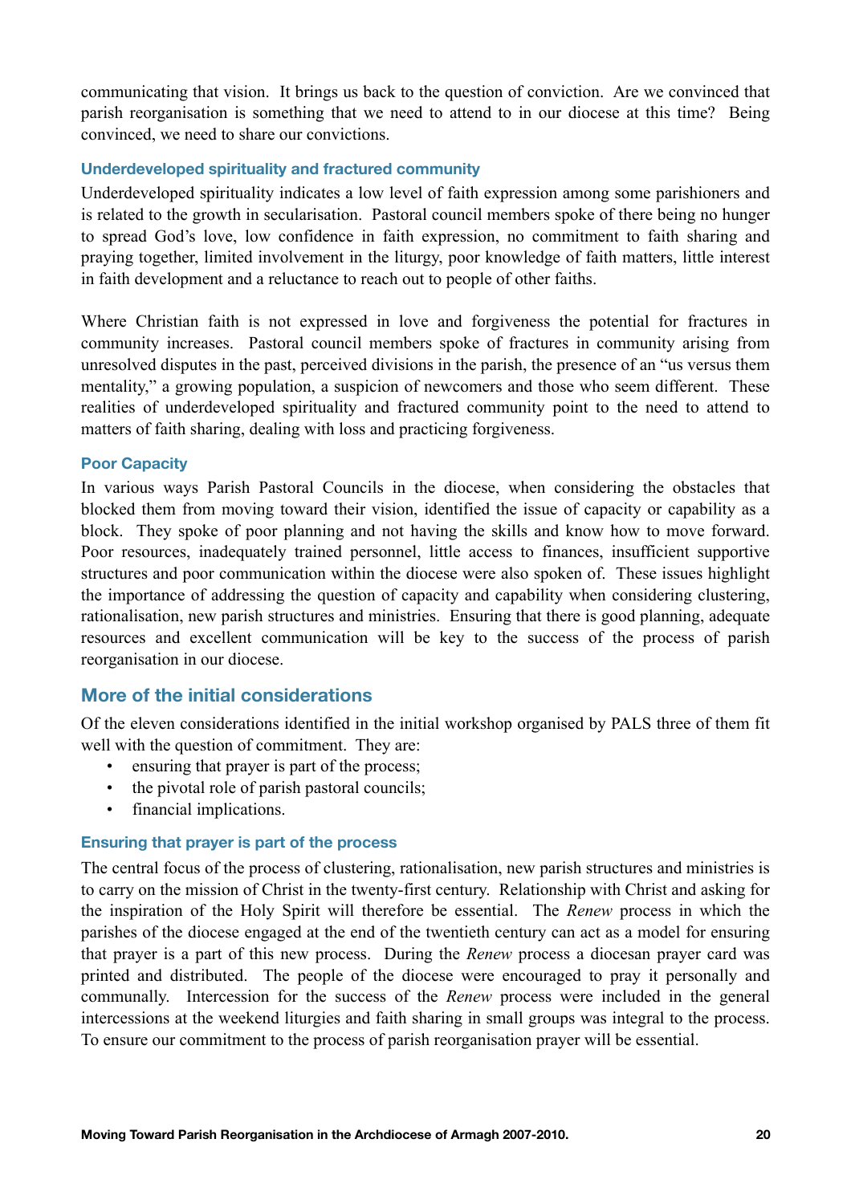communicating that vision. It brings us back to the question of conviction. Are we convinced that parish reorganisation is something that we need to attend to in our diocese at this time? Being convinced, we need to share our convictions.

### Underdeveloped spirituality and fractured community

Underdeveloped spirituality indicates a low level of faith expression among some parishioners and is related to the growth in secularisation. Pastoral council members spoke of there being no hunger to spread God's love, low confidence in faith expression, no commitment to faith sharing and praying together, limited involvement in the liturgy, poor knowledge of faith matters, little interest in faith development and a reluctance to reach out to people of other faiths.

Where Christian faith is not expressed in love and forgiveness the potential for fractures in community increases. Pastoral council members spoke of fractures in community arising from unresolved disputes in the past, perceived divisions in the parish, the presence of an "us versus them mentality," a growing population, a suspicion of newcomers and those who seem different. These realities of underdeveloped spirituality and fractured community point to the need to attend to matters of faith sharing, dealing with loss and practicing forgiveness.

### Poor Capacity

In various ways Parish Pastoral Councils in the diocese, when considering the obstacles that blocked them from moving toward their vision, identified the issue of capacity or capability as a block. They spoke of poor planning and not having the skills and know how to move forward. Poor resources, inadequately trained personnel, little access to finances, insufficient supportive structures and poor communication within the diocese were also spoken of. These issues highlight the importance of addressing the question of capacity and capability when considering clustering, rationalisation, new parish structures and ministries. Ensuring that there is good planning, adequate resources and excellent communication will be key to the success of the process of parish reorganisation in our diocese.

## More of the initial considerations

Of the eleven considerations identified in the initial workshop organised by PALS three of them fit well with the question of commitment. They are:

- ensuring that prayer is part of the process;
- the pivotal role of parish pastoral councils;
- financial implications.

### Ensuring that prayer is part of the process

The central focus of the process of clustering, rationalisation, new parish structures and ministries is to carry on the mission of Christ in the twenty-first century. Relationship with Christ and asking for the inspiration of the Holy Spirit will therefore be essential. The *Renew* process in which the parishes of the diocese engaged at the end of the twentieth century can act as a model for ensuring that prayer is a part of this new process. During the *Renew* process a diocesan prayer card was printed and distributed. The people of the diocese were encouraged to pray it personally and communally. Intercession for the success of the *Renew* process were included in the general intercessions at the weekend liturgies and faith sharing in small groups was integral to the process. To ensure our commitment to the process of parish reorganisation prayer will be essential.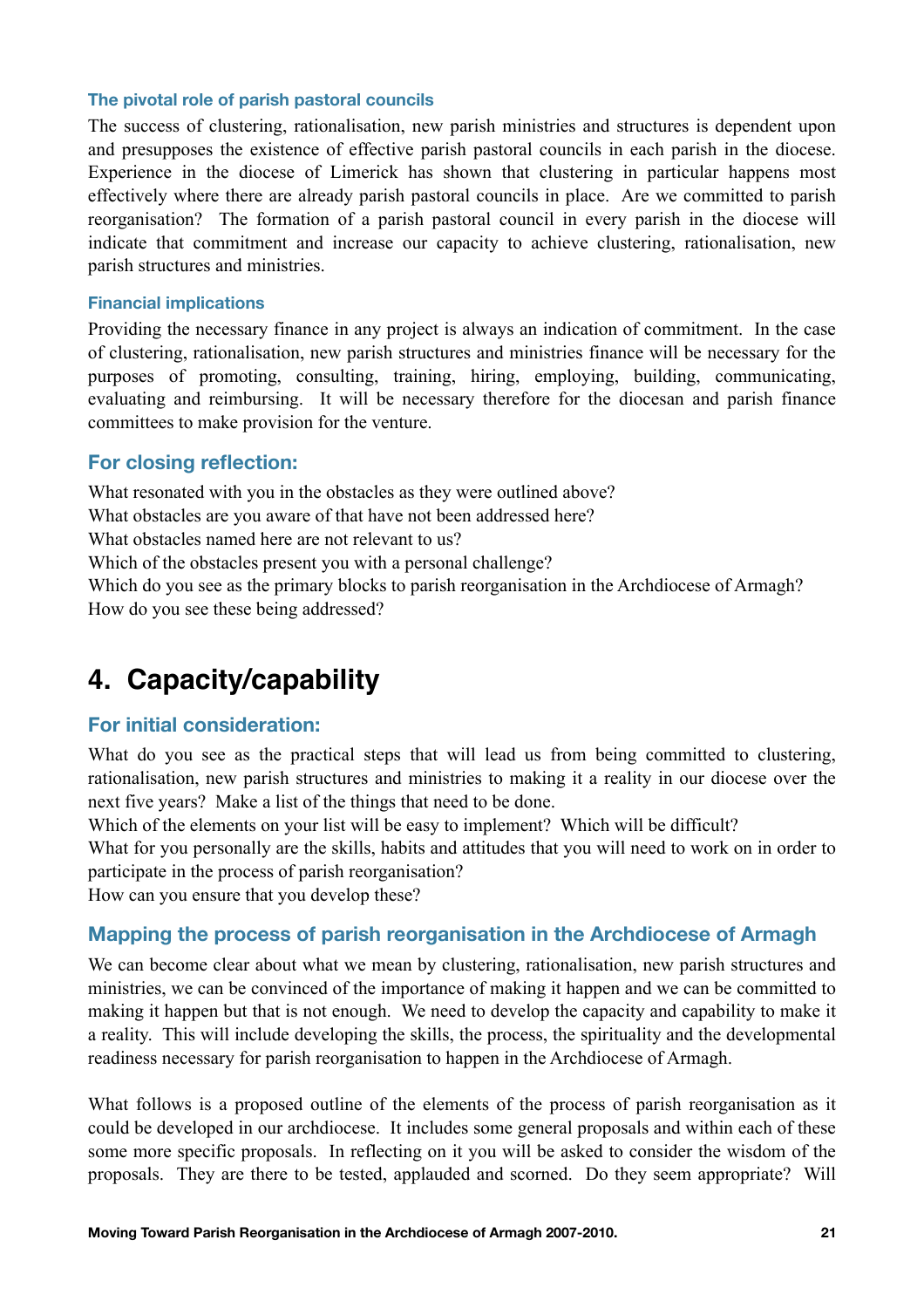### The pivotal role of parish pastoral councils

The success of clustering, rationalisation, new parish ministries and structures is dependent upon and presupposes the existence of effective parish pastoral councils in each parish in the diocese. Experience in the diocese of Limerick has shown that clustering in particular happens most effectively where there are already parish pastoral councils in place. Are we committed to parish reorganisation? The formation of a parish pastoral council in every parish in the diocese will indicate that commitment and increase our capacity to achieve clustering, rationalisation, new parish structures and ministries.

### Financial implications

Providing the necessary finance in any project is always an indication of commitment. In the case of clustering, rationalisation, new parish structures and ministries finance will be necessary for the purposes of promoting, consulting, training, hiring, employing, building, communicating, evaluating and reimbursing. It will be necessary therefore for the diocesan and parish finance committees to make provision for the venture.

## For closing reflection:

What resonated with you in the obstacles as they were outlined above?
What obstacles are you aware of that have not been addressed here?
What obstacles named here are not relevant to us?
Which of the obstacles present you with a personal challenge?
Which do you see as the primary blocks to parish reorganisation in the Archdiocese of Armagh?
How do you see these being addressed?

# 4. Capacity/capability

## For initial consideration:

What do you see as the practical steps that will lead us from being committed to clustering, rationalisation, new parish structures and ministries to making it a reality in our diocese over the next five years? Make a list of the things that need to be done.
Which of the elements on your list will be easy to implement? Which will be difficult?
What for you personally are the skills, habits and attitudes that you will need to work on in order to participate in the process of parish reorganisation?
How can you ensure that you develop these?

## Mapping the process of parish reorganisation in the Archdiocese of Armagh

We can become clear about what we mean by clustering, rationalisation, new parish structures and ministries, we can be convinced of the importance of making it happen and we can be committed to making it happen but that is not enough. We need to develop the capacity and capability to make it a reality. This will include developing the skills, the process, the spirituality and the developmental readiness necessary for parish reorganisation to happen in the Archdiocese of Armagh.

What follows is a proposed outline of the elements of the process of parish reorganisation as it could be developed in our archdiocese. It includes some general proposals and within each of these some more specific proposals. In reflecting on it you will be asked to consider the wisdom of the proposals. They are there to be tested, applauded and scorned. Do they seem appropriate? Will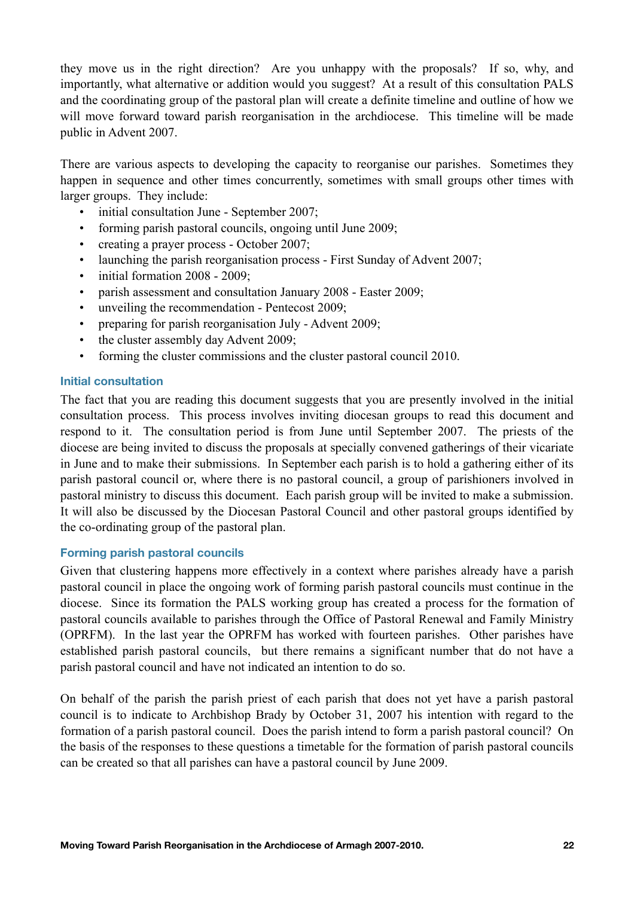they move us in the right direction? Are you unhappy with the proposals? If so, why, and importantly, what alternative or addition would you suggest? At a result of this consultation PALS and the coordinating group of the pastoral plan will create a definite timeline and outline of how we will move forward toward parish reorganisation in the archdiocese. This timeline will be made public in Advent 2007.

There are various aspects to developing the capacity to reorganise our parishes. Sometimes they happen in sequence and other times concurrently, sometimes with small groups other times with larger groups. They include:

- initial consultation June - September 2007;
- forming parish pastoral councils, ongoing until June 2009;
- creating a prayer process - October 2007;
- launching the parish reorganisation process - First Sunday of Advent 2007;
- initial formation 2008 - 2009;
- parish assessment and consultation January 2008 - Easter 2009;
- unveiling the recommendation - Pentecost 2009;
- preparing for parish reorganisation July - Advent 2009;
- the cluster assembly day Advent 2009;
- forming the cluster commissions and the cluster pastoral council 2010.

### Initial consultation

The fact that you are reading this document suggests that you are presently involved in the initial consultation process. This process involves inviting diocesan groups to read this document and respond to it. The consultation period is from June until September 2007. The priests of the diocese are being invited to discuss the proposals at specially convened gatherings of their vicariate in June and to make their submissions. In September each parish is to hold a gathering either of its parish pastoral council or, where there is no pastoral council, a group of parishioners involved in pastoral ministry to discuss this document. Each parish group will be invited to make a submission. It will also be discussed by the Diocesan Pastoral Council and other pastoral groups identified by the co-ordinating group of the pastoral plan.

### Forming parish pastoral councils

Given that clustering happens more effectively in a context where parishes already have a parish pastoral council in place the ongoing work of forming parish pastoral councils must continue in the diocese. Since its formation the PALS working group has created a process for the formation of pastoral councils available to parishes through the Office of Pastoral Renewal and Family Ministry (OPRFM). In the last year the OPRFM has worked with fourteen parishes. Other parishes have established parish pastoral councils, but there remains a significant number that do not have a parish pastoral council and have not indicated an intention to do so.

On behalf of the parish the parish priest of each parish that does not yet have a parish pastoral council is to indicate to Archbishop Brady by October 31, 2007 his intention with regard to the formation of a parish pastoral council. Does the parish intend to form a parish pastoral council? On the basis of the responses to these questions a timetable for the formation of parish pastoral councils can be created so that all parishes can have a pastoral council by June 2009.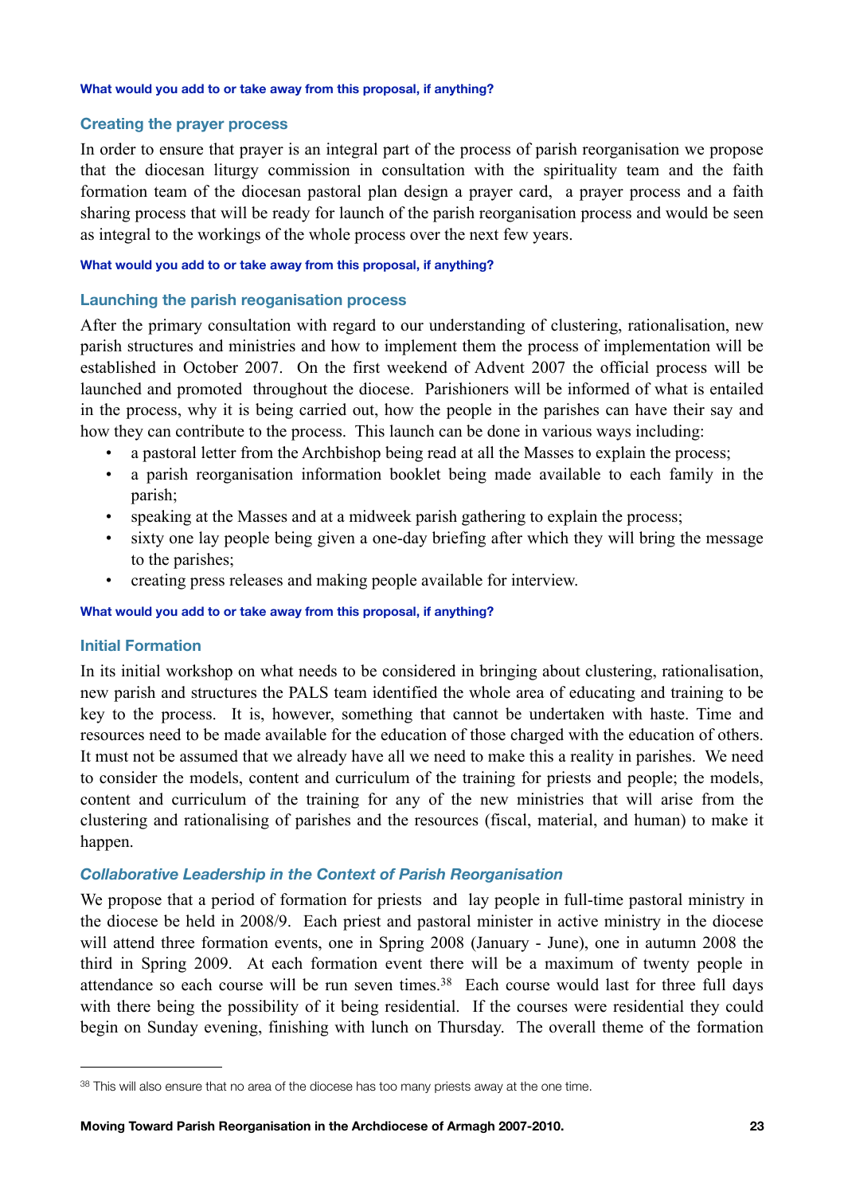**What would you add to or take away from this proposal, if anything?**

### Creating the prayer process

In order to ensure that prayer is an integral part of the process of parish reorganisation we propose that the diocesan liturgy commission in consultation with the spirituality team and the faith formation team of the diocesan pastoral plan design a prayer card, a prayer process and a faith sharing process that will be ready for launch of the parish reorganisation process and would be seen as integral to the workings of the whole process over the next few years.

**What would you add to or take away from this proposal, if anything?**

### Launching the parish reoganisation process

After the primary consultation with regard to our understanding of clustering, rationalisation, new parish structures and ministries and how to implement them the process of implementation will be established in October 2007. On the first weekend of Advent 2007 the official process will be launched and promoted throughout the diocese. Parishioners will be informed of what is entailed in the process, why it is being carried out, how the people in the parishes can have their say and how they can contribute to the process. This launch can be done in various ways including:

- a pastoral letter from the Archbishop being read at all the Masses to explain the process;
- a parish reorganisation information booklet being made available to each family in the parish;
- speaking at the Masses and at a midweek parish gathering to explain the process;
- sixty one lay people being given a one-day briefing after which they will bring the message to the parishes;
- creating press releases and making people available for interview.

**What would you add to or take away from this proposal, if anything?**

### Initial Formation

In its initial workshop on what needs to be considered in bringing about clustering, rationalisation, new parish and structures the PALS team identified the whole area of educating and training to be key to the process. It is, however, something that cannot be undertaken with haste. Time and resources need to be made available for the education of those charged with the education of others. It must not be assumed that we already have all we need to make this a reality in parishes. We need to consider the models, content and curriculum of the training for priests and people; the models, content and curriculum of the training for any of the new ministries that will arise from the clustering and rationalising of parishes and the resources (fiscal, material, and human) to make it happen.

#### *Collaborative Leadership in the Context of Parish Reorganisation*

We propose that a period of formation for priests and lay people in full-time pastoral ministry in the diocese be held in 2008/9. Each priest and pastoral minister in active ministry in the diocese will attend three formation events, one in Spring 2008 (January - June), one in autumn 2008 the third in Spring 2009. At each formation event there will be a maximum of twenty people in attendance so each course will be run seven times.[38] Each course would last for three full days with there being the possibility of it being residential. If the courses were residential they could begin on Sunday evening, finishing with lunch on Thursday. The overall theme of the formation

[38] This will also ensure that no area of the diocese has too many priests away at the one time.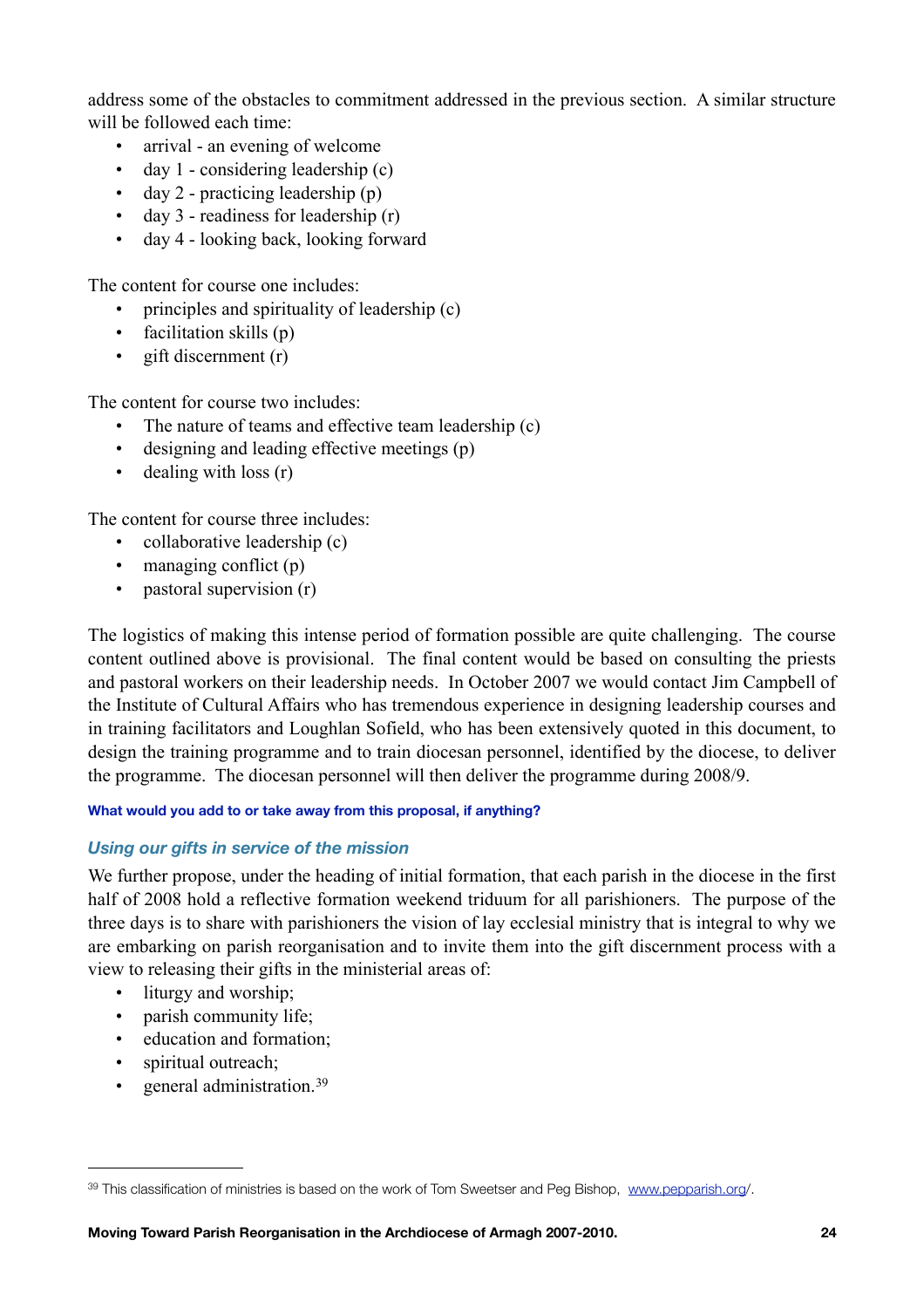address some of the obstacles to commitment addressed in the previous section. A similar structure will be followed each time:

- arrival - an evening of welcome
- day 1 - considering leadership (c)
- day 2 - practicing leadership (p)
- day 3 - readiness for leadership (r)
- day 4 - looking back, looking forward

The content for course one includes:

- principles and spirituality of leadership (c)
- facilitation skills (p)
- gift discernment (r)

The content for course two includes:

- The nature of teams and effective team leadership (c)
- designing and leading effective meetings (p)
- dealing with loss (r)

The content for course three includes:

- collaborative leadership (c)
- managing conflict (p)
- pastoral supervision (r)

The logistics of making this intense period of formation possible are quite challenging. The course content outlined above is provisional. The final content would be based on consulting the priests and pastoral workers on their leadership needs. In October 2007 we would contact Jim Campbell of the Institute of Cultural Affairs who has tremendous experience in designing leadership courses and in training facilitators and Loughlan Sofield, who has been extensively quoted in this document, to design the training programme and to train diocesan personnel, identified by the diocese, to deliver the programme. The diocesan personnel will then deliver the programme during 2008/9.

**What would you add to or take away from this proposal, if anything?**

### *Using our gifts in service of the mission*

We further propose, under the heading of initial formation, that each parish in the diocese in the first half of 2008 hold a reflective formation weekend triduum for all parishioners. The purpose of the three days is to share with parishioners the vision of lay ecclesial ministry that is integral to why we are embarking on parish reorganisation and to invite them into the gift discernment process with a view to releasing their gifts in the ministerial areas of:

- liturgy and worship;
- parish community life;
- education and formation;
- spiritual outreach;
- general administration.[39]

---

[39] This classification of ministries is based on the work of Tom Sweetser and Peg Bishop, www.pepparish.org/.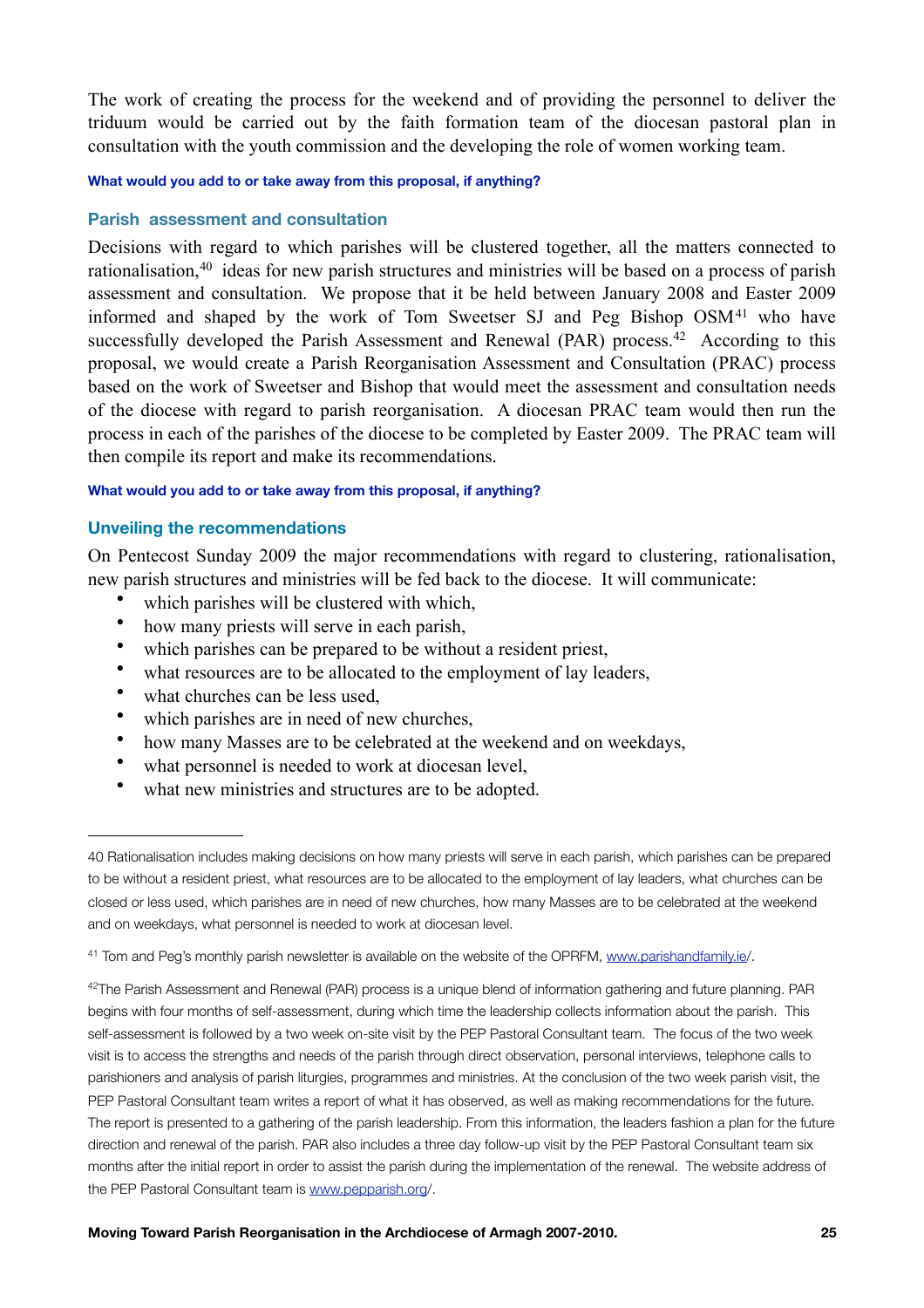The work of creating the process for the weekend and of providing the personnel to deliver the triduum would be carried out by the faith formation team of the diocesan pastoral plan in consultation with the youth commission and the developing the role of women working team.

**What would you add to or take away from this proposal, if anything?**

### Parish assessment and consultation

Decisions with regard to which parishes will be clustered together, all the matters connected to rationalisation,[40] ideas for new parish structures and ministries will be based on a process of parish assessment and consultation. We propose that it be held between January 2008 and Easter 2009 informed and shaped by the work of Tom Sweetser SJ and Peg Bishop OSM[41] who have successfully developed the Parish Assessment and Renewal (PAR) process.[42] According to this proposal, we would create a Parish Reorganisation Assessment and Consultation (PRAC) process based on the work of Sweetser and Bishop that would meet the assessment and consultation needs of the diocese with regard to parish reorganisation. A diocesan PRAC team would then run the process in each of the parishes of the diocese to be completed by Easter 2009. The PRAC team will then compile its report and make its recommendations.

**What would you add to or take away from this proposal, if anything?**

### Unveiling the recommendations

On Pentecost Sunday 2009 the major recommendations with regard to clustering, rationalisation, new parish structures and ministries will be fed back to the diocese. It will communicate:

- which parishes will be clustered with which,
- how many priests will serve in each parish,
- which parishes can be prepared to be without a resident priest,
- what resources are to be allocated to the employment of lay leaders,
- what churches can be less used,
- which parishes are in need of new churches,
- how many Masses are to be celebrated at the weekend and on weekdays,
- what personnel is needed to work at diocesan level,
- what new ministries and structures are to be adopted.

---

40 Rationalisation includes making decisions on how many priests will serve in each parish, which parishes can be prepared to be without a resident priest, what resources are to be allocated to the employment of lay leaders, what churches can be closed or less used, which parishes are in need of new churches, how many Masses are to be celebrated at the weekend and on weekdays, what personnel is needed to work at diocesan level.

41 Tom and Peg's monthly parish newsletter is available on the website of the OPRFM, www.parishandfamily.ie/.

42 The Parish Assessment and Renewal (PAR) process is a unique blend of information gathering and future planning. PAR begins with four months of self-assessment, during which time the leadership collects information about the parish. This self-assessment is followed by a two week on-site visit by the PEP Pastoral Consultant team. The focus of the two week visit is to access the strengths and needs of the parish through direct observation, personal interviews, telephone calls to parishioners and analysis of parish liturgies, programmes and ministries. At the conclusion of the two week parish visit, the PEP Pastoral Consultant team writes a report of what it has observed, as well as making recommendations for the future. The report is presented to a gathering of the parish leadership. From this information, the leaders fashion a plan for the future direction and renewal of the parish. PAR also includes a three day follow-up visit by the PEP Pastoral Consultant team six months after the initial report in order to assist the parish during the implementation of the renewal. The website address of the PEP Pastoral Consultant team is www.pepparish.org/.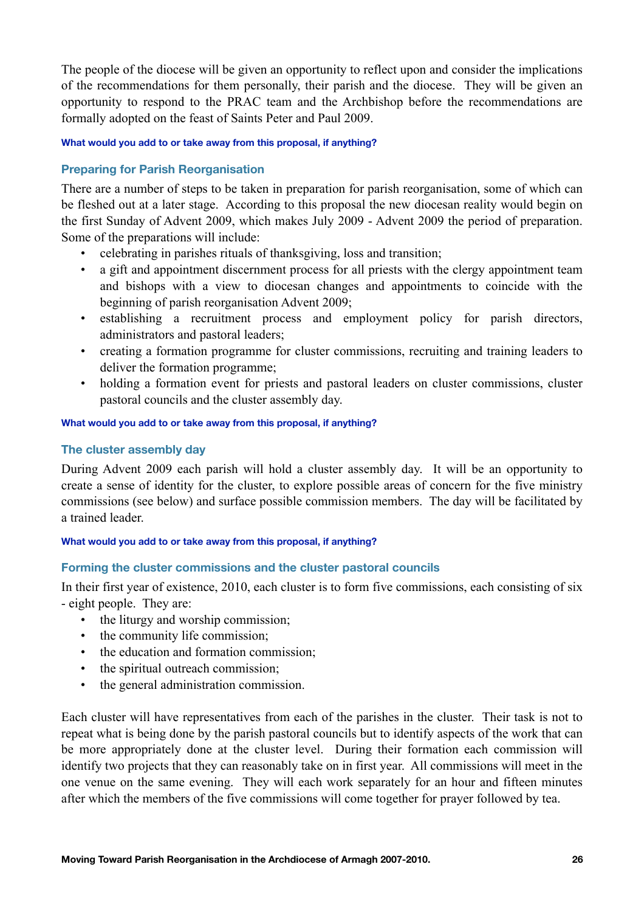The people of the diocese will be given an opportunity to reflect upon and consider the implications of the recommendations for them personally, their parish and the diocese. They will be given an opportunity to respond to the PRAC team and the Archbishop before the recommendations are formally adopted on the feast of Saints Peter and Paul 2009.

**What would you add to or take away from this proposal, if anything?**

### Preparing for Parish Reorganisation

There are a number of steps to be taken in preparation for parish reorganisation, some of which can be fleshed out at a later stage. According to this proposal the new diocesan reality would begin on the first Sunday of Advent 2009, which makes July 2009 - Advent 2009 the period of preparation. Some of the preparations will include:

- celebrating in parishes rituals of thanksgiving, loss and transition;
- a gift and appointment discernment process for all priests with the clergy appointment team and bishops with a view to diocesan changes and appointments to coincide with the beginning of parish reorganisation Advent 2009;
- establishing a recruitment process and employment policy for parish directors, administrators and pastoral leaders;
- creating a formation programme for cluster commissions, recruiting and training leaders to deliver the formation programme;
- holding a formation event for priests and pastoral leaders on cluster commissions, cluster pastoral councils and the cluster assembly day.

**What would you add to or take away from this proposal, if anything?**

### The cluster assembly day

During Advent 2009 each parish will hold a cluster assembly day. It will be an opportunity to create a sense of identity for the cluster, to explore possible areas of concern for the five ministry commissions (see below) and surface possible commission members. The day will be facilitated by a trained leader.

**What would you add to or take away from this proposal, if anything?**

### Forming the cluster commissions and the cluster pastoral councils

In their first year of existence, 2010, each cluster is to form five commissions, each consisting of six - eight people. They are:

- the liturgy and worship commission;
- the community life commission;
- the education and formation commission;
- the spiritual outreach commission;
- the general administration commission.

Each cluster will have representatives from each of the parishes in the cluster. Their task is not to repeat what is being done by the parish pastoral councils but to identify aspects of the work that can be more appropriately done at the cluster level. During their formation each commission will identify two projects that they can reasonably take on in first year. All commissions will meet in the one venue on the same evening. They will each work separately for an hour and fifteen minutes after which the members of the five commissions will come together for prayer followed by tea.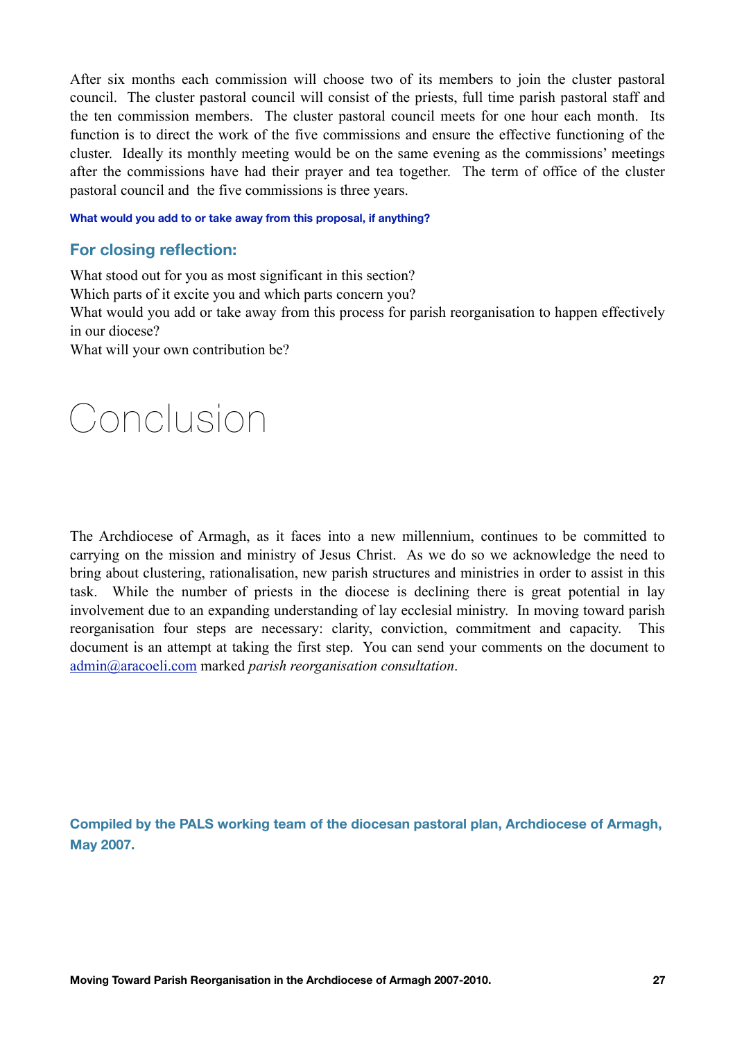After six months each commission will choose two of its members to join the cluster pastoral council. The cluster pastoral council will consist of the priests, full time parish pastoral staff and the ten commission members. The cluster pastoral council meets for one hour each month. Its function is to direct the work of the five commissions and ensure the effective functioning of the cluster. Ideally its monthly meeting would be on the same evening as the commissions' meetings after the commissions have had their prayer and tea together. The term of office of the cluster pastoral council and the five commissions is three years.

**What would you add to or take away from this proposal, if anything?**

### For closing reflection:

What stood out for you as most significant in this section?
Which parts of it excite you and which parts concern you?
What would you add or take away from this process for parish reorganisation to happen effectively in our diocese?
What will your own contribution be?

# Conclusion

The Archdiocese of Armagh, as it faces into a new millennium, continues to be committed to carrying on the mission and ministry of Jesus Christ. As we do so we acknowledge the need to bring about clustering, rationalisation, new parish structures and ministries in order to assist in this task. While the number of priests in the diocese is declining there is great potential in lay involvement due to an expanding understanding of lay ecclesial ministry. In moving toward parish reorganisation four steps are necessary: clarity, conviction, commitment and capacity. This document is an attempt at taking the first step. You can send your comments on the document to admin@aracoeli.com marked *parish reorganisation consultation*.

**Compiled by the PALS working team of the diocesan pastoral plan, Archdiocese of Armagh, May 2007.**